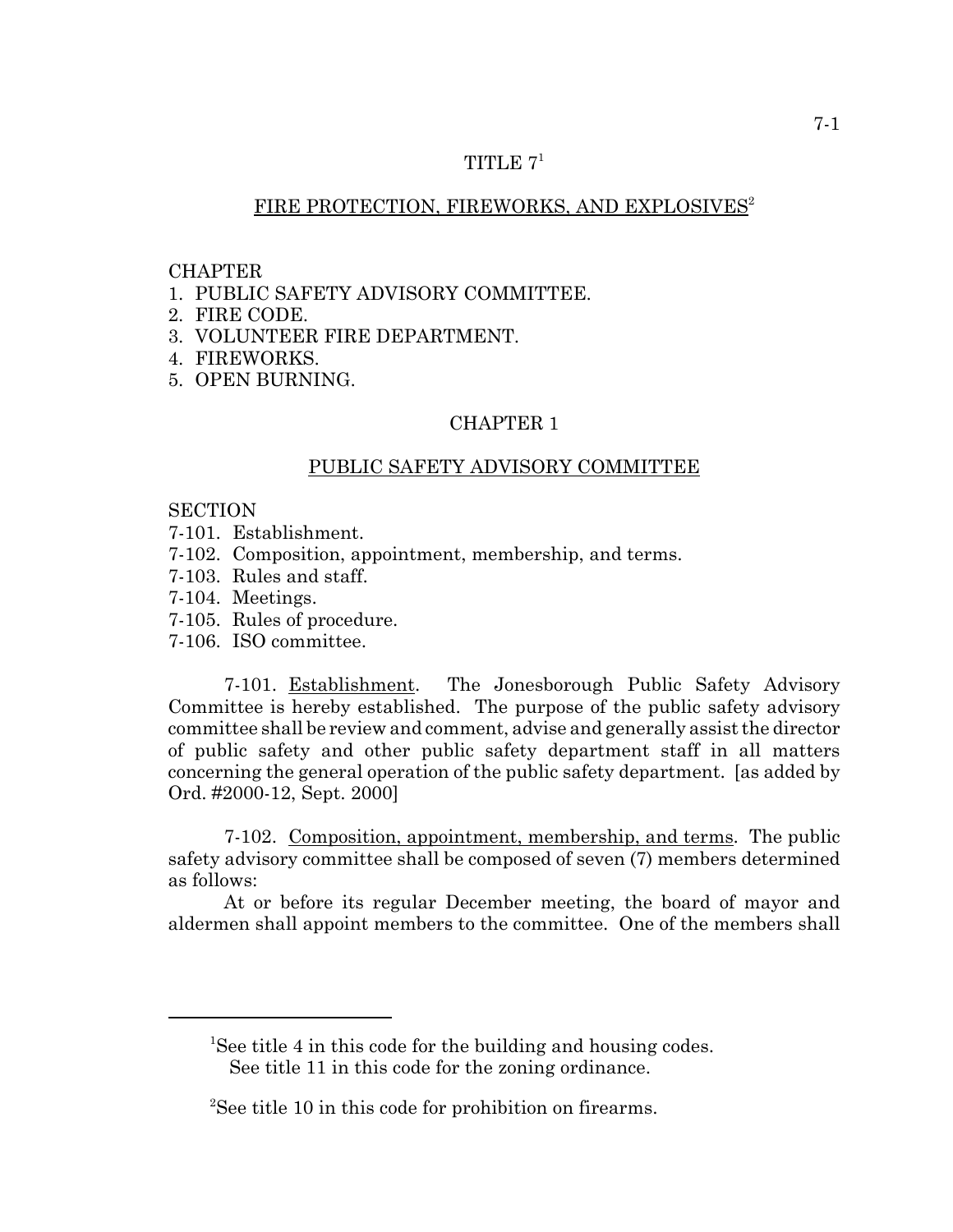# TITLE 7[1]

## FIRE PROTECTION, FIREWORKS, AND EXPLOSIVES[2]

CHAPTER
1. PUBLIC SAFETY ADVISORY COMMITTEE.
2. FIRE CODE.
3. VOLUNTEER FIRE DEPARTMENT.
4. FIREWORKS.
5. OPEN BURNING.

## CHAPTER 1

## PUBLIC SAFETY ADVISORY COMMITTEE

SECTION
7-101. Establishment.
7-102. Composition, appointment, membership, and terms.
7-103. Rules and staff.
7-104. Meetings.
7-105. Rules of procedure.
7-106. ISO committee.

7-101. Establishment. The Jonesborough Public Safety Advisory Committee is hereby established. The purpose of the public safety advisory committee shall be review and comment, advise and generally assist the director of public safety and other public safety department staff in all matters concerning the general operation of the public safety department. [as added by Ord. #2000-12, Sept. 2000]

7-102. Composition, appointment, membership, and terms. The public safety advisory committee shall be composed of seven (7) members determined as follows:

At or before its regular December meeting, the board of mayor and aldermen shall appoint members to the committee. One of the members shall

---

[1]See title 4 in this code for the building and housing codes.
See title 11 in this code for the zoning ordinance.

[2]See title 10 in this code for prohibition on firearms.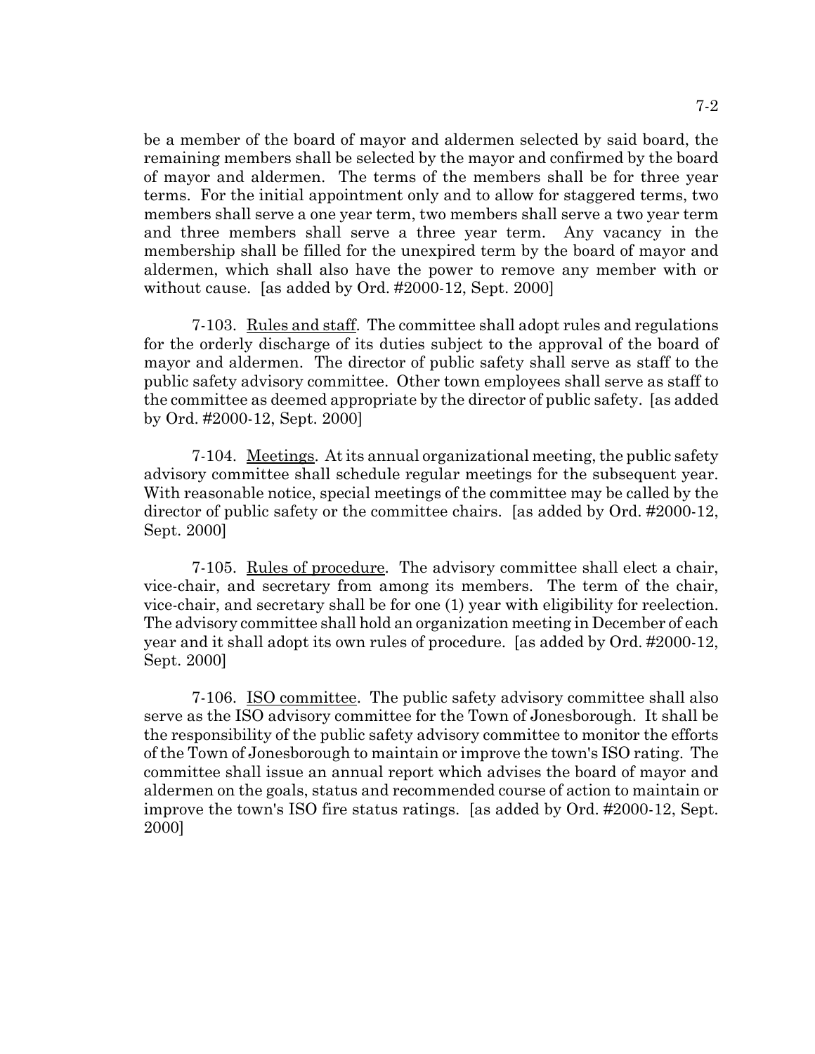be a member of the board of mayor and aldermen selected by said board, the remaining members shall be selected by the mayor and confirmed by the board of mayor and aldermen. The terms of the members shall be for three year terms. For the initial appointment only and to allow for staggered terms, two members shall serve a one year term, two members shall serve a two year term and three members shall serve a three year term. Any vacancy in the membership shall be filled for the unexpired term by the board of mayor and aldermen, which shall also have the power to remove any member with or without cause. [as added by Ord. #2000-12, Sept. 2000]

7-103. Rules and staff. The committee shall adopt rules and regulations for the orderly discharge of its duties subject to the approval of the board of mayor and aldermen. The director of public safety shall serve as staff to the public safety advisory committee. Other town employees shall serve as staff to the committee as deemed appropriate by the director of public safety. [as added by Ord. #2000-12, Sept. 2000]

7-104. Meetings. At its annual organizational meeting, the public safety advisory committee shall schedule regular meetings for the subsequent year. With reasonable notice, special meetings of the committee may be called by the director of public safety or the committee chairs. [as added by Ord. #2000-12, Sept. 2000]

7-105. Rules of procedure. The advisory committee shall elect a chair, vice-chair, and secretary from among its members. The term of the chair, vice-chair, and secretary shall be for one (1) year with eligibility for reelection. The advisory committee shall hold an organization meeting in December of each year and it shall adopt its own rules of procedure. [as added by Ord. #2000-12, Sept. 2000]

7-106. ISO committee. The public safety advisory committee shall also serve as the ISO advisory committee for the Town of Jonesborough. It shall be the responsibility of the public safety advisory committee to monitor the efforts of the Town of Jonesborough to maintain or improve the town's ISO rating. The committee shall issue an annual report which advises the board of mayor and aldermen on the goals, status and recommended course of action to maintain or improve the town's ISO fire status ratings. [as added by Ord. #2000-12, Sept. 2000]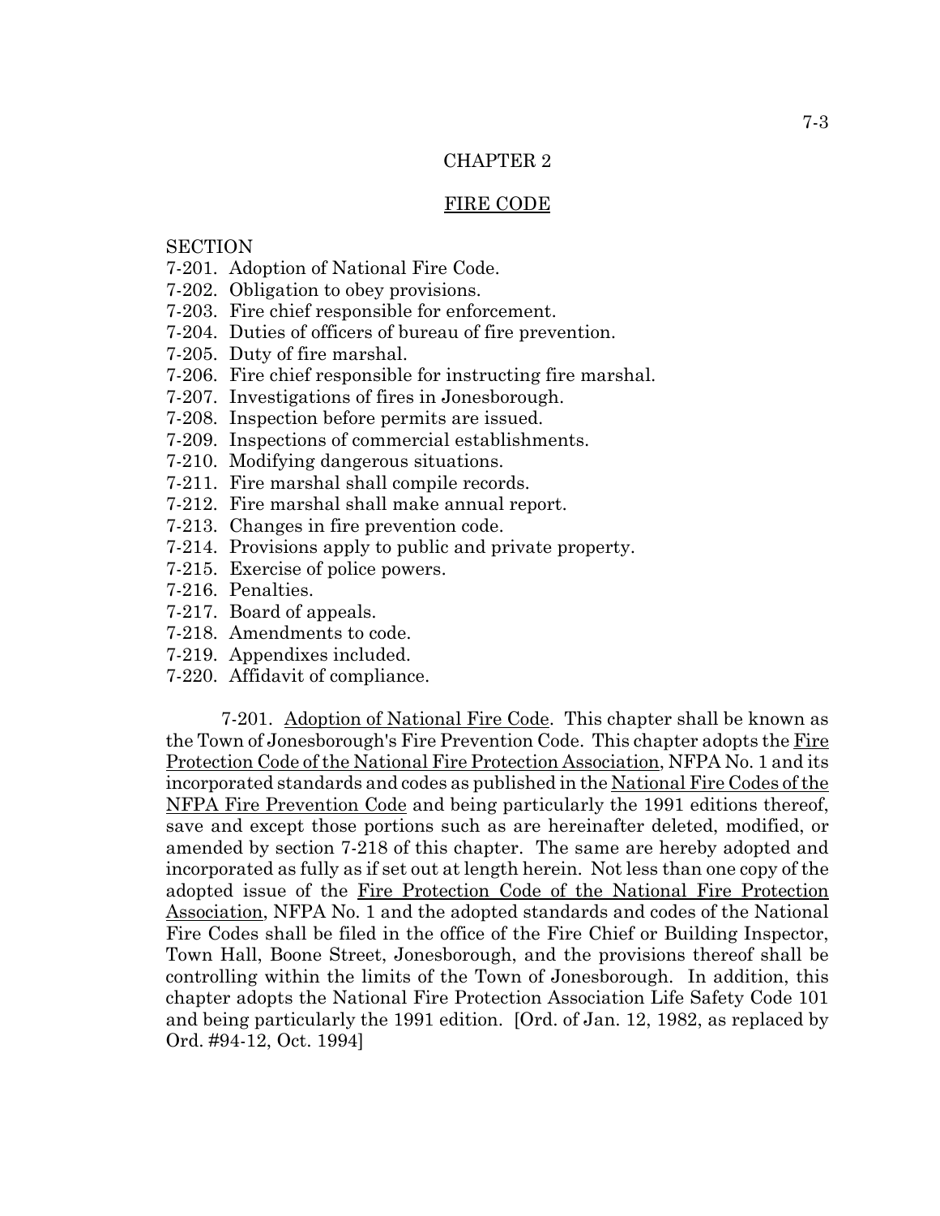# CHAPTER 2

## FIRE CODE

SECTION

7-201. Adoption of National Fire Code.
7-202. Obligation to obey provisions.
7-203. Fire chief responsible for enforcement.
7-204. Duties of officers of bureau of fire prevention.
7-205. Duty of fire marshal.
7-206. Fire chief responsible for instructing fire marshal.
7-207. Investigations of fires in Jonesborough.
7-208. Inspection before permits are issued.
7-209. Inspections of commercial establishments.
7-210. Modifying dangerous situations.
7-211. Fire marshal shall compile records.
7-212. Fire marshal shall make annual report.
7-213. Changes in fire prevention code.
7-214. Provisions apply to public and private property.
7-215. Exercise of police powers.
7-216. Penalties.
7-217. Board of appeals.
7-218. Amendments to code.
7-219. Appendixes included.
7-220. Affidavit of compliance.

7-201. Adoption of National Fire Code. This chapter shall be known as the Town of Jonesborough's Fire Prevention Code. This chapter adopts the Fire Protection Code of the National Fire Protection Association, NFPA No. 1 and its incorporated standards and codes as published in the National Fire Codes of the NFPA Fire Prevention Code and being particularly the 1991 editions thereof, save and except those portions such as are hereinafter deleted, modified, or amended by section 7-218 of this chapter. The same are hereby adopted and incorporated as fully as if set out at length herein. Not less than one copy of the adopted issue of the Fire Protection Code of the National Fire Protection Association, NFPA No. 1 and the adopted standards and codes of the National Fire Codes shall be filed in the office of the Fire Chief or Building Inspector, Town Hall, Boone Street, Jonesborough, and the provisions thereof shall be controlling within the limits of the Town of Jonesborough. In addition, this chapter adopts the National Fire Protection Association Life Safety Code 101 and being particularly the 1991 edition. [Ord. of Jan. 12, 1982, as replaced by Ord. #94-12, Oct. 1994]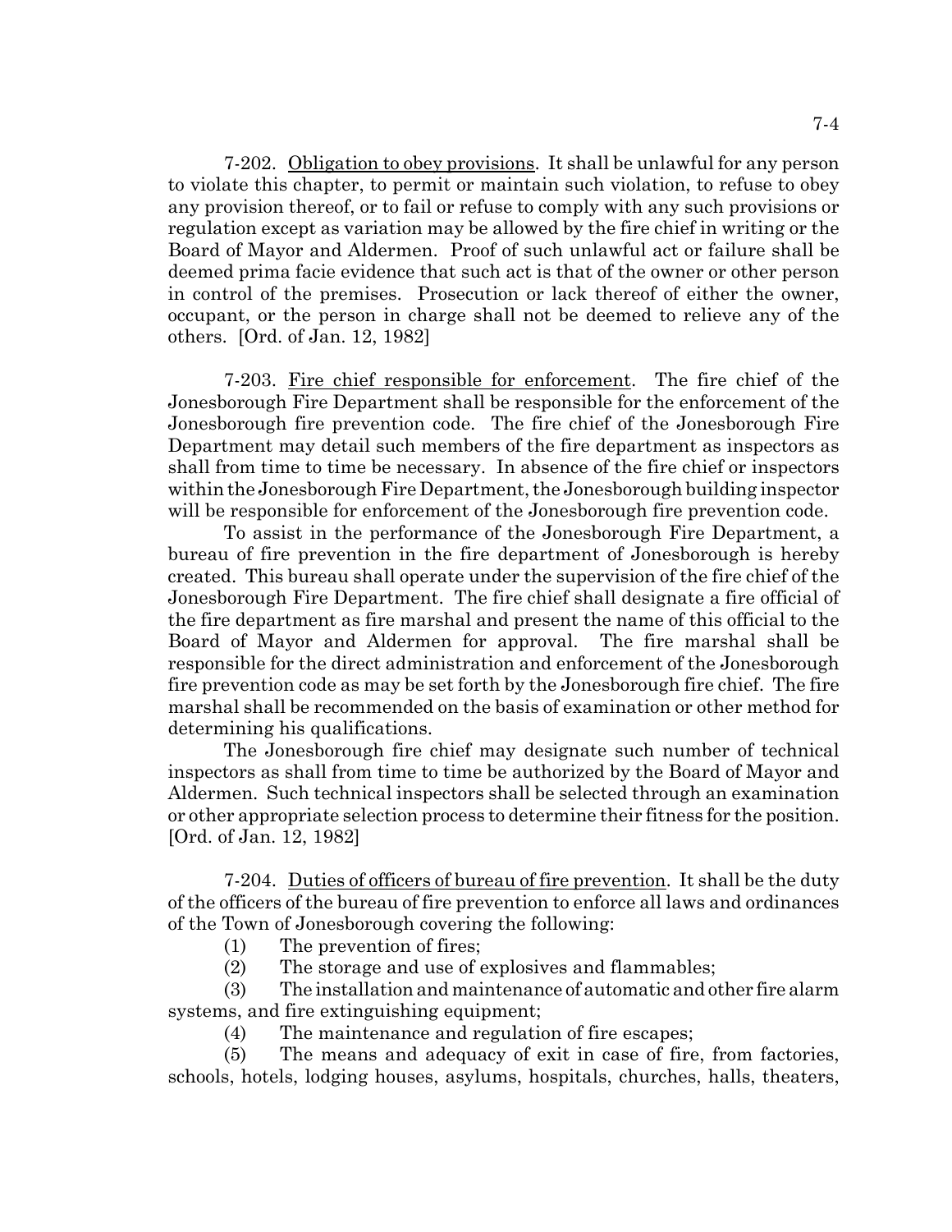7-202. Obligation to obey provisions. It shall be unlawful for any person to violate this chapter, to permit or maintain such violation, to refuse to obey any provision thereof, or to fail or refuse to comply with any such provisions or regulation except as variation may be allowed by the fire chief in writing or the Board of Mayor and Aldermen. Proof of such unlawful act or failure shall be deemed prima facie evidence that such act is that of the owner or other person in control of the premises. Prosecution or lack thereof of either the owner, occupant, or the person in charge shall not be deemed to relieve any of the others. [Ord. of Jan. 12, 1982]

7-203. Fire chief responsible for enforcement. The fire chief of the Jonesborough Fire Department shall be responsible for the enforcement of the Jonesborough fire prevention code. The fire chief of the Jonesborough Fire Department may detail such members of the fire department as inspectors as shall from time to time be necessary. In absence of the fire chief or inspectors within the Jonesborough Fire Department, the Jonesborough building inspector will be responsible for enforcement of the Jonesborough fire prevention code.

To assist in the performance of the Jonesborough Fire Department, a bureau of fire prevention in the fire department of Jonesborough is hereby created. This bureau shall operate under the supervision of the fire chief of the Jonesborough Fire Department. The fire chief shall designate a fire official of the fire department as fire marshal and present the name of this official to the Board of Mayor and Aldermen for approval. The fire marshal shall be responsible for the direct administration and enforcement of the Jonesborough fire prevention code as may be set forth by the Jonesborough fire chief. The fire marshal shall be recommended on the basis of examination or other method for determining his qualifications.

The Jonesborough fire chief may designate such number of technical inspectors as shall from time to time be authorized by the Board of Mayor and Aldermen. Such technical inspectors shall be selected through an examination or other appropriate selection process to determine their fitness for the position. [Ord. of Jan. 12, 1982]

7-204. Duties of officers of bureau of fire prevention. It shall be the duty of the officers of the bureau of fire prevention to enforce all laws and ordinances of the Town of Jonesborough covering the following:

(1) The prevention of fires;

(2) The storage and use of explosives and flammables;

(3) The installation and maintenance of automatic and other fire alarm systems, and fire extinguishing equipment;

(4) The maintenance and regulation of fire escapes;

(5) The means and adequacy of exit in case of fire, from factories, schools, hotels, lodging houses, asylums, hospitals, churches, halls, theaters,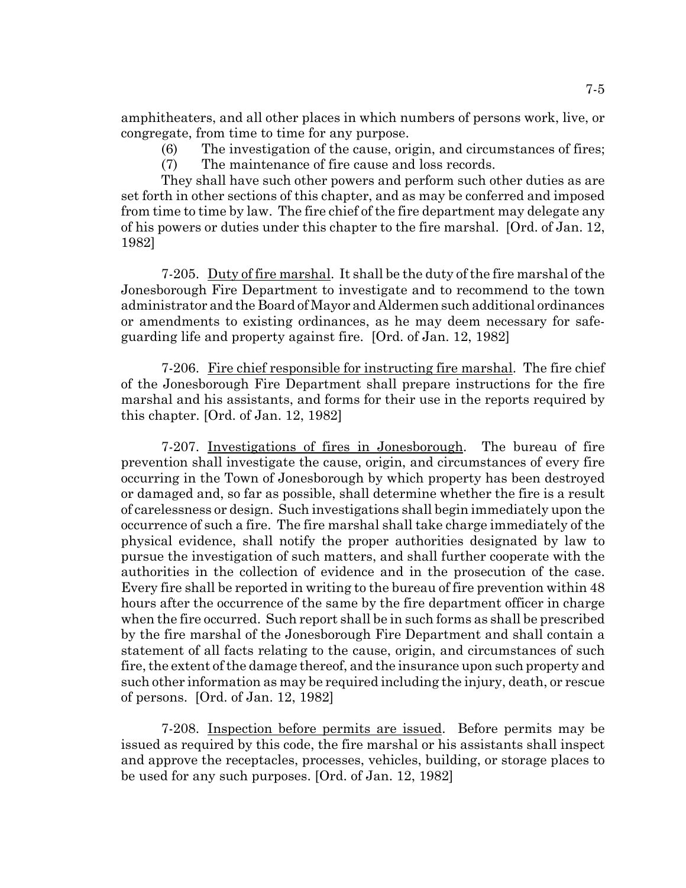amphitheaters, and all other places in which numbers of persons work, live, or congregate, from time to time for any purpose.

(6) The investigation of the cause, origin, and circumstances of fires;

(7) The maintenance of fire cause and loss records.

They shall have such other powers and perform such other duties as are set forth in other sections of this chapter, and as may be conferred and imposed from time to time by law. The fire chief of the fire department may delegate any of his powers or duties under this chapter to the fire marshal. [Ord. of Jan. 12, 1982]

7-205. Duty of fire marshal. It shall be the duty of the fire marshal of the Jonesborough Fire Department to investigate and to recommend to the town administrator and the Board of Mayor and Aldermen such additional ordinances or amendments to existing ordinances, as he may deem necessary for safeguarding life and property against fire. [Ord. of Jan. 12, 1982]

7-206. Fire chief responsible for instructing fire marshal. The fire chief of the Jonesborough Fire Department shall prepare instructions for the fire marshal and his assistants, and forms for their use in the reports required by this chapter. [Ord. of Jan. 12, 1982]

7-207. Investigations of fires in Jonesborough. The bureau of fire prevention shall investigate the cause, origin, and circumstances of every fire occurring in the Town of Jonesborough by which property has been destroyed or damaged and, so far as possible, shall determine whether the fire is a result of carelessness or design. Such investigations shall begin immediately upon the occurrence of such a fire. The fire marshal shall take charge immediately of the physical evidence, shall notify the proper authorities designated by law to pursue the investigation of such matters, and shall further cooperate with the authorities in the collection of evidence and in the prosecution of the case. Every fire shall be reported in writing to the bureau of fire prevention within 48 hours after the occurrence of the same by the fire department officer in charge when the fire occurred. Such report shall be in such forms as shall be prescribed by the fire marshal of the Jonesborough Fire Department and shall contain a statement of all facts relating to the cause, origin, and circumstances of such fire, the extent of the damage thereof, and the insurance upon such property and such other information as may be required including the injury, death, or rescue of persons. [Ord. of Jan. 12, 1982]

7-208. Inspection before permits are issued. Before permits may be issued as required by this code, the fire marshal or his assistants shall inspect and approve the receptacles, processes, vehicles, building, or storage places to be used for any such purposes. [Ord. of Jan. 12, 1982]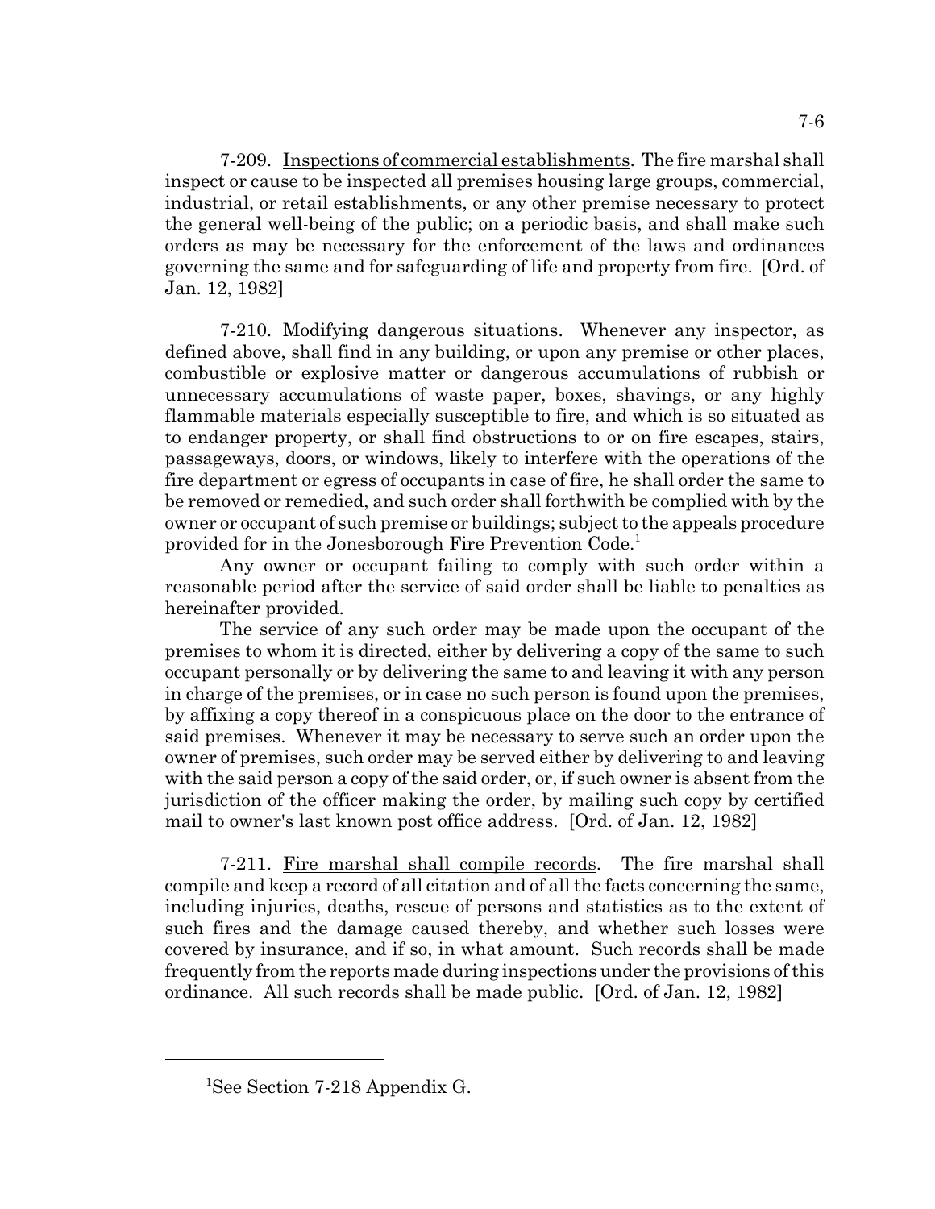7-209. Inspections of commercial establishments. The fire marshal shall inspect or cause to be inspected all premises housing large groups, commercial, industrial, or retail establishments, or any other premise necessary to protect the general well-being of the public; on a periodic basis, and shall make such orders as may be necessary for the enforcement of the laws and ordinances governing the same and for safeguarding of life and property from fire. [Ord. of Jan. 12, 1982]

7-210. Modifying dangerous situations. Whenever any inspector, as defined above, shall find in any building, or upon any premise or other places, combustible or explosive matter or dangerous accumulations of rubbish or unnecessary accumulations of waste paper, boxes, shavings, or any highly flammable materials especially susceptible to fire, and which is so situated as to endanger property, or shall find obstructions to or on fire escapes, stairs, passageways, doors, or windows, likely to interfere with the operations of the fire department or egress of occupants in case of fire, he shall order the same to be removed or remedied, and such order shall forthwith be complied with by the owner or occupant of such premise or buildings; subject to the appeals procedure provided for in the Jonesborough Fire Prevention Code.[1]

Any owner or occupant failing to comply with such order within a reasonable period after the service of said order shall be liable to penalties as hereinafter provided.

The service of any such order may be made upon the occupant of the premises to whom it is directed, either by delivering a copy of the same to such occupant personally or by delivering the same to and leaving it with any person in charge of the premises, or in case no such person is found upon the premises, by affixing a copy thereof in a conspicuous place on the door to the entrance of said premises. Whenever it may be necessary to serve such an order upon the owner of premises, such order may be served either by delivering to and leaving with the said person a copy of the said order, or, if such owner is absent from the jurisdiction of the officer making the order, by mailing such copy by certified mail to owner's last known post office address. [Ord. of Jan. 12, 1982]

7-211. Fire marshal shall compile records. The fire marshal shall compile and keep a record of all citation and of all the facts concerning the same, including injuries, deaths, rescue of persons and statistics as to the extent of such fires and the damage caused thereby, and whether such losses were covered by insurance, and if so, in what amount. Such records shall be made frequently from the reports made during inspections under the provisions of this ordinance. All such records shall be made public. [Ord. of Jan. 12, 1982]

---

[1]See Section 7-218 Appendix G.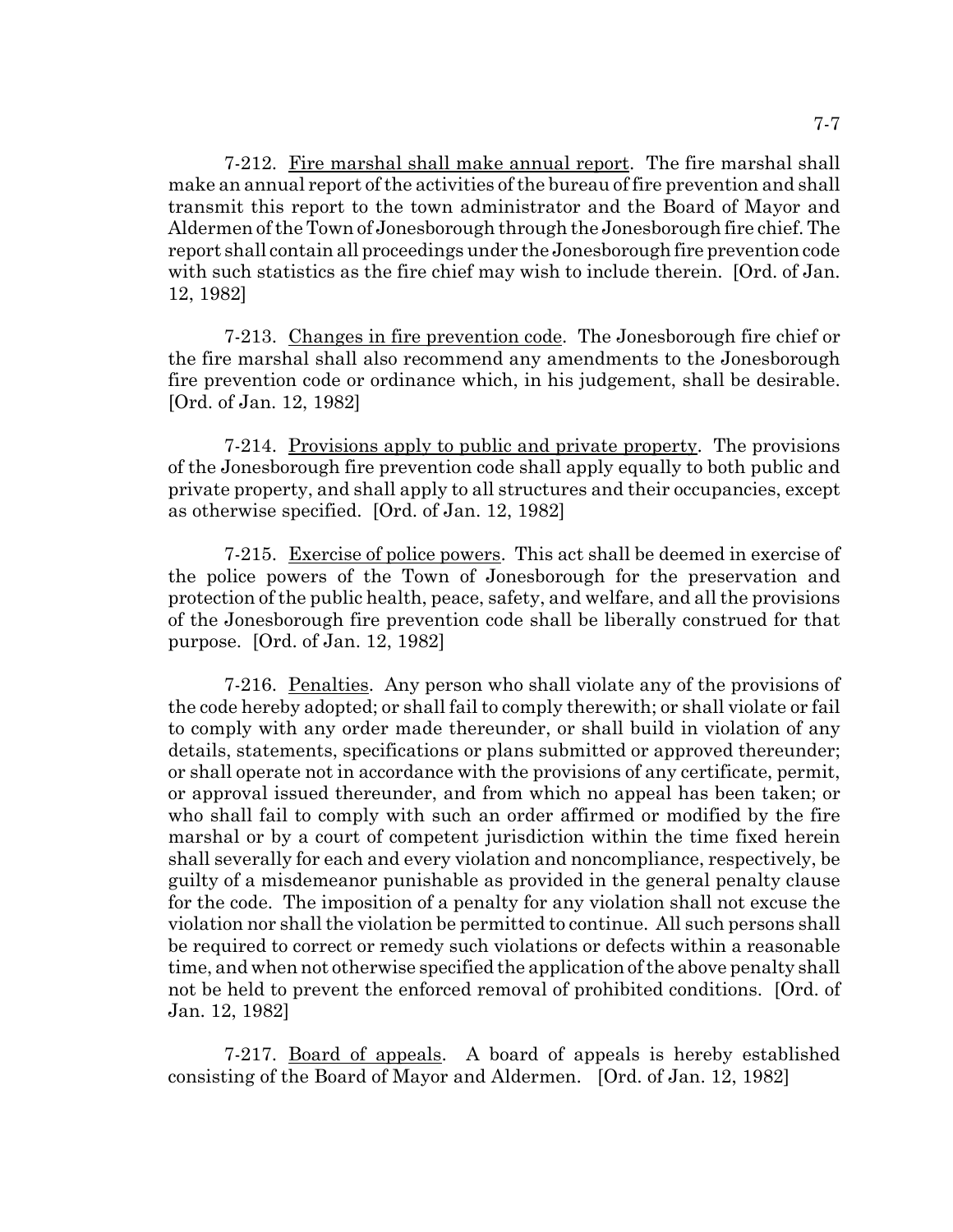7-212. Fire marshal shall make annual report. The fire marshal shall make an annual report of the activities of the bureau of fire prevention and shall transmit this report to the town administrator and the Board of Mayor and Aldermen of the Town of Jonesborough through the Jonesborough fire chief. The report shall contain all proceedings under the Jonesborough fire prevention code with such statistics as the fire chief may wish to include therein. [Ord. of Jan. 12, 1982]

7-213. Changes in fire prevention code. The Jonesborough fire chief or the fire marshal shall also recommend any amendments to the Jonesborough fire prevention code or ordinance which, in his judgement, shall be desirable. [Ord. of Jan. 12, 1982]

7-214. Provisions apply to public and private property. The provisions of the Jonesborough fire prevention code shall apply equally to both public and private property, and shall apply to all structures and their occupancies, except as otherwise specified. [Ord. of Jan. 12, 1982]

7-215. Exercise of police powers. This act shall be deemed in exercise of the police powers of the Town of Jonesborough for the preservation and protection of the public health, peace, safety, and welfare, and all the provisions of the Jonesborough fire prevention code shall be liberally construed for that purpose. [Ord. of Jan. 12, 1982]

7-216. Penalties. Any person who shall violate any of the provisions of the code hereby adopted; or shall fail to comply therewith; or shall violate or fail to comply with any order made thereunder, or shall build in violation of any details, statements, specifications or plans submitted or approved thereunder; or shall operate not in accordance with the provisions of any certificate, permit, or approval issued thereunder, and from which no appeal has been taken; or who shall fail to comply with such an order affirmed or modified by the fire marshal or by a court of competent jurisdiction within the time fixed herein shall severally for each and every violation and noncompliance, respectively, be guilty of a misdemeanor punishable as provided in the general penalty clause for the code. The imposition of a penalty for any violation shall not excuse the violation nor shall the violation be permitted to continue. All such persons shall be required to correct or remedy such violations or defects within a reasonable time, and when not otherwise specified the application of the above penalty shall not be held to prevent the enforced removal of prohibited conditions. [Ord. of Jan. 12, 1982]

7-217. Board of appeals. A board of appeals is hereby established consisting of the Board of Mayor and Aldermen. [Ord. of Jan. 12, 1982]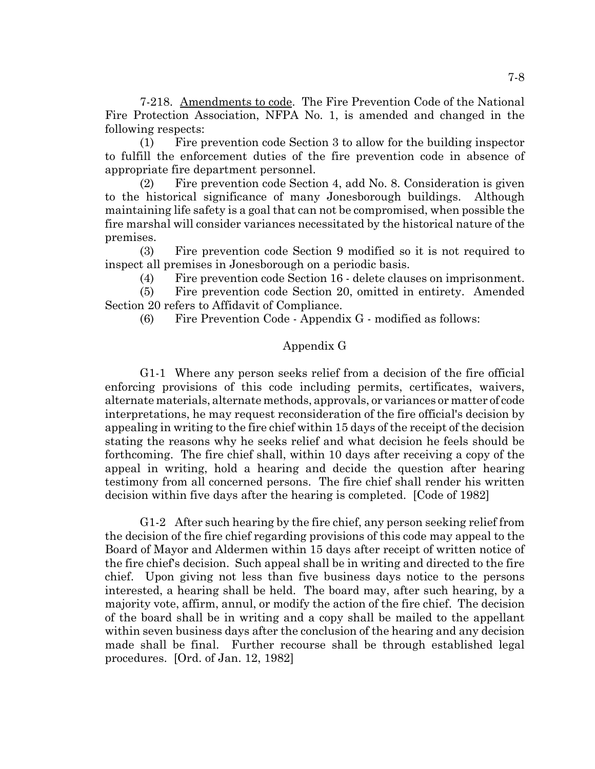7-218. Amendments to code. The Fire Prevention Code of the National Fire Protection Association, NFPA No. 1, is amended and changed in the following respects:

(1) Fire prevention code Section 3 to allow for the building inspector to fulfill the enforcement duties of the fire prevention code in absence of appropriate fire department personnel.

(2) Fire prevention code Section 4, add No. 8. Consideration is given to the historical significance of many Jonesborough buildings. Although maintaining life safety is a goal that can not be compromised, when possible the fire marshal will consider variances necessitated by the historical nature of the premises.

(3) Fire prevention code Section 9 modified so it is not required to inspect all premises in Jonesborough on a periodic basis.

(4) Fire prevention code Section 16 - delete clauses on imprisonment.

(5) Fire prevention code Section 20, omitted in entirety. Amended Section 20 refers to Affidavit of Compliance.

(6) Fire Prevention Code - Appendix G - modified as follows:

Appendix G

G1-1 Where any person seeks relief from a decision of the fire official enforcing provisions of this code including permits, certificates, waivers, alternate materials, alternate methods, approvals, or variances or matter of code interpretations, he may request reconsideration of the fire official's decision by appealing in writing to the fire chief within 15 days of the receipt of the decision stating the reasons why he seeks relief and what decision he feels should be forthcoming. The fire chief shall, within 10 days after receiving a copy of the appeal in writing, hold a hearing and decide the question after hearing testimony from all concerned persons. The fire chief shall render his written decision within five days after the hearing is completed. [Code of 1982]

G1-2 After such hearing by the fire chief, any person seeking relief from the decision of the fire chief regarding provisions of this code may appeal to the Board of Mayor and Aldermen within 15 days after receipt of written notice of the fire chief's decision. Such appeal shall be in writing and directed to the fire chief. Upon giving not less than five business days notice to the persons interested, a hearing shall be held. The board may, after such hearing, by a majority vote, affirm, annul, or modify the action of the fire chief. The decision of the board shall be in writing and a copy shall be mailed to the appellant within seven business days after the conclusion of the hearing and any decision made shall be final. Further recourse shall be through established legal procedures. [Ord. of Jan. 12, 1982]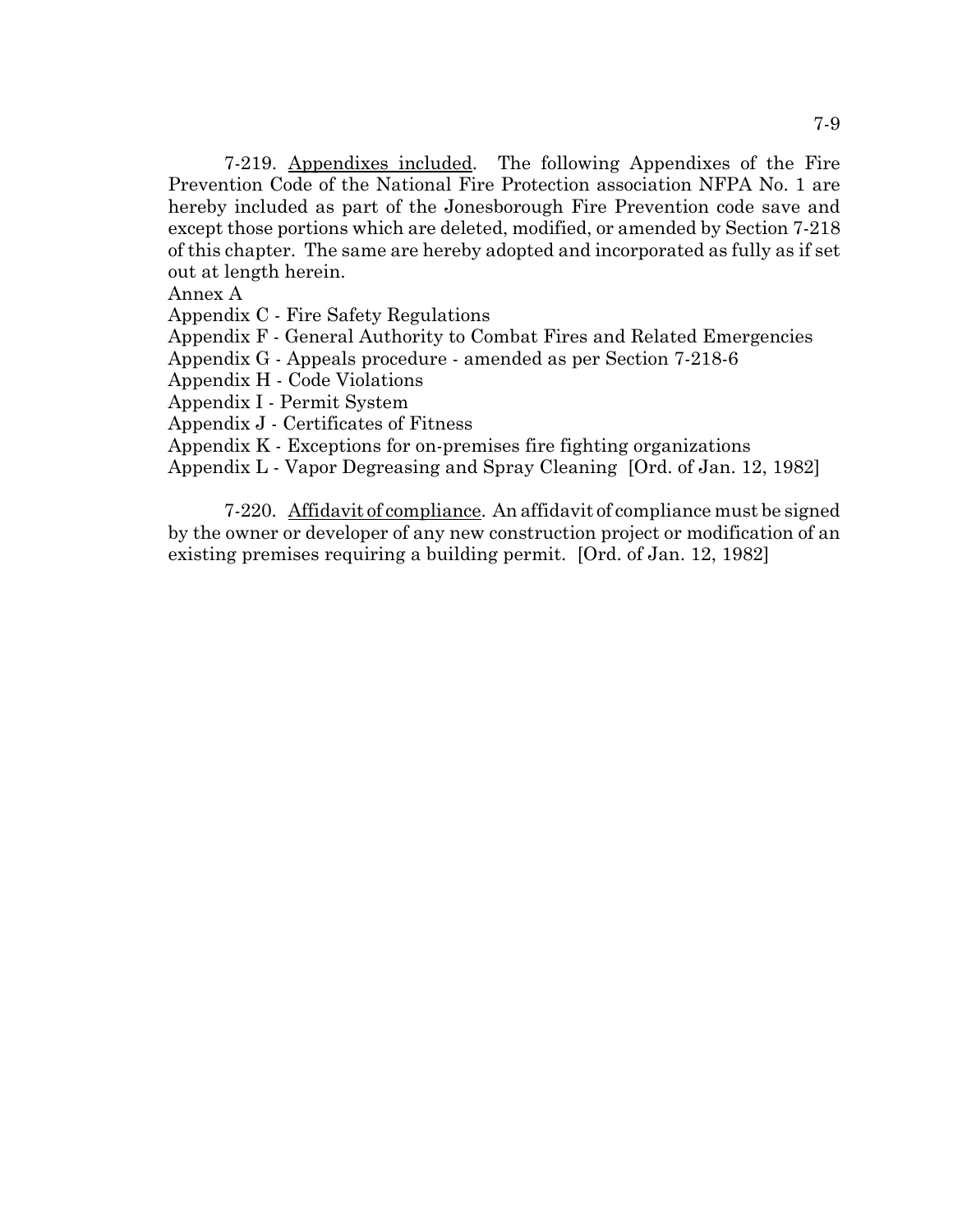7-219. Appendixes included. The following Appendixes of the Fire Prevention Code of the National Fire Protection association NFPA No. 1 are hereby included as part of the Jonesborough Fire Prevention code save and except those portions which are deleted, modified, or amended by Section 7-218 of this chapter. The same are hereby adopted and incorporated as fully as if set out at length herein.

Annex A

Appendix C - Fire Safety Regulations

Appendix F - General Authority to Combat Fires and Related Emergencies

Appendix G - Appeals procedure - amended as per Section 7-218-6

Appendix H - Code Violations

Appendix I - Permit System

Appendix J - Certificates of Fitness

Appendix K - Exceptions for on-premises fire fighting organizations

Appendix L - Vapor Degreasing and Spray Cleaning [Ord. of Jan. 12, 1982]

7-220. Affidavit of compliance. An affidavit of compliance must be signed by the owner or developer of any new construction project or modification of an existing premises requiring a building permit. [Ord. of Jan. 12, 1982]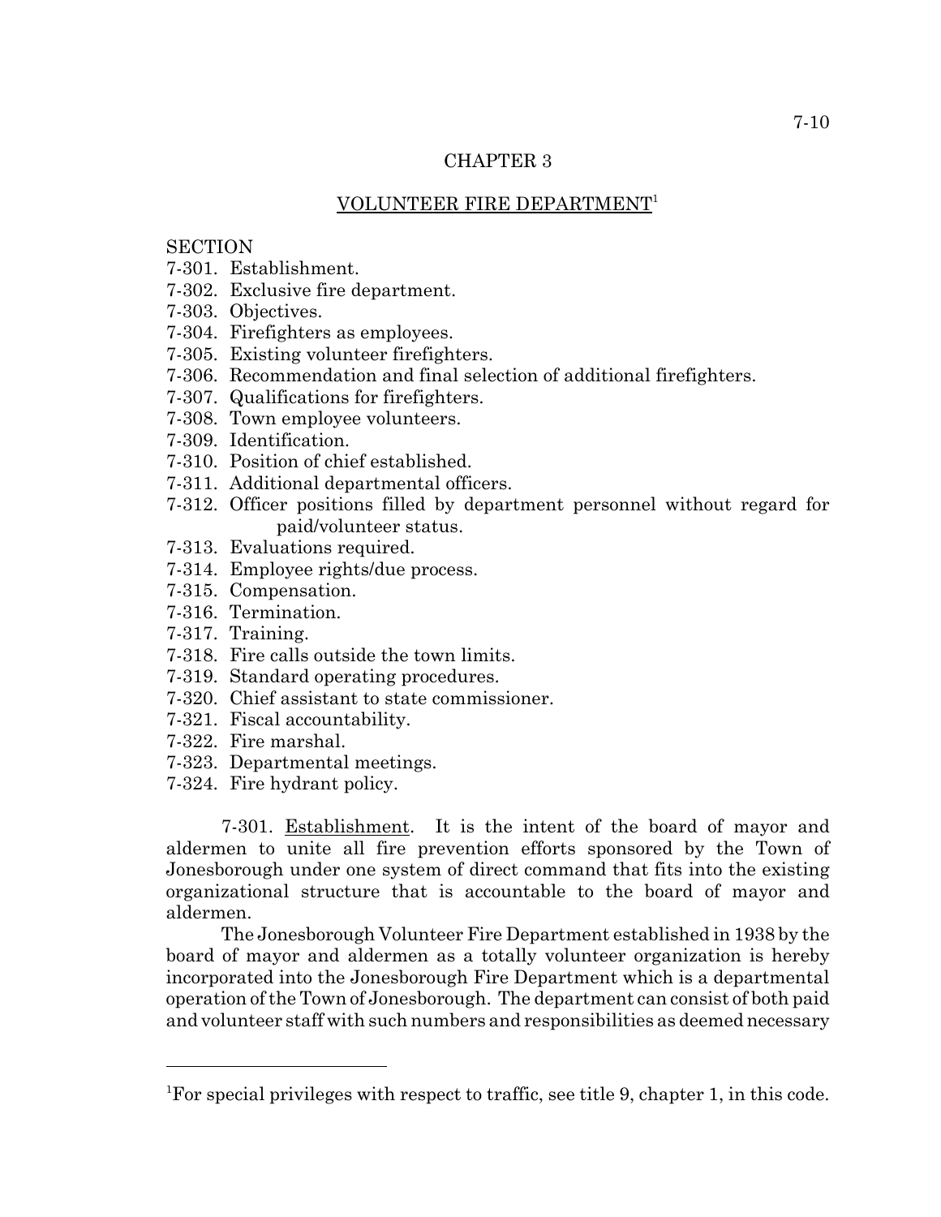## CHAPTER 3

## VOLUNTEER FIRE DEPARTMENT[1]

SECTION
7-301. Establishment.
7-302. Exclusive fire department.
7-303. Objectives.
7-304. Firefighters as employees.
7-305. Existing volunteer firefighters.
7-306. Recommendation and final selection of additional firefighters.
7-307. Qualifications for firefighters.
7-308. Town employee volunteers.
7-309. Identification.
7-310. Position of chief established.
7-311. Additional departmental officers.
7-312. Officer positions filled by department personnel without regard for paid/volunteer status.
7-313. Evaluations required.
7-314. Employee rights/due process.
7-315. Compensation.
7-316. Termination.
7-317. Training.
7-318. Fire calls outside the town limits.
7-319. Standard operating procedures.
7-320. Chief assistant to state commissioner.
7-321. Fiscal accountability.
7-322. Fire marshal.
7-323. Departmental meetings.
7-324. Fire hydrant policy.

7-301. Establishment. It is the intent of the board of mayor and aldermen to unite all fire prevention efforts sponsored by the Town of Jonesborough under one system of direct command that fits into the existing organizational structure that is accountable to the board of mayor and aldermen.

The Jonesborough Volunteer Fire Department established in 1938 by the board of mayor and aldermen as a totally volunteer organization is hereby incorporated into the Jonesborough Fire Department which is a departmental operation of the Town of Jonesborough. The department can consist of both paid and volunteer staff with such numbers and responsibilities as deemed necessary

---

[1] For special privileges with respect to traffic, see title 9, chapter 1, in this code.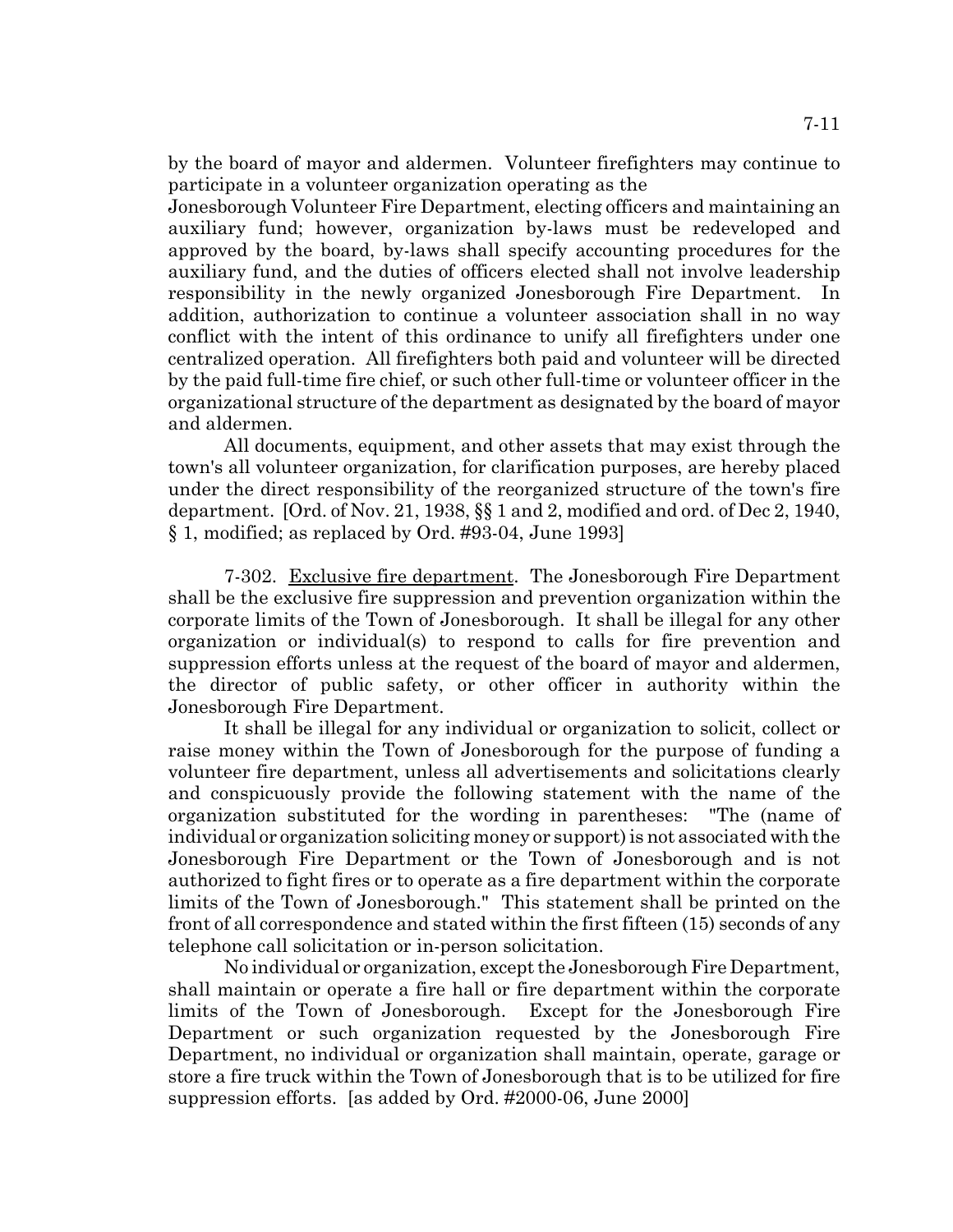by the board of mayor and aldermen. Volunteer firefighters may continue to participate in a volunteer organization operating as the Jonesborough Volunteer Fire Department, electing officers and maintaining an auxiliary fund; however, organization by-laws must be redeveloped and approved by the board, by-laws shall specify accounting procedures for the auxiliary fund, and the duties of officers elected shall not involve leadership responsibility in the newly organized Jonesborough Fire Department. In addition, authorization to continue a volunteer association shall in no way conflict with the intent of this ordinance to unify all firefighters under one centralized operation. All firefighters both paid and volunteer will be directed by the paid full-time fire chief, or such other full-time or volunteer officer in the organizational structure of the department as designated by the board of mayor and aldermen.

All documents, equipment, and other assets that may exist through the town's all volunteer organization, for clarification purposes, are hereby placed under the direct responsibility of the reorganized structure of the town's fire department. [Ord. of Nov. 21, 1938, §§ 1 and 2, modified and ord. of Dec 2, 1940, § 1, modified; as replaced by Ord. #93-04, June 1993]

7-302. Exclusive fire department. The Jonesborough Fire Department shall be the exclusive fire suppression and prevention organization within the corporate limits of the Town of Jonesborough. It shall be illegal for any other organization or individual(s) to respond to calls for fire prevention and suppression efforts unless at the request of the board of mayor and aldermen, the director of public safety, or other officer in authority within the Jonesborough Fire Department.

It shall be illegal for any individual or organization to solicit, collect or raise money within the Town of Jonesborough for the purpose of funding a volunteer fire department, unless all advertisements and solicitations clearly and conspicuously provide the following statement with the name of the organization substituted for the wording in parentheses: "The (name of individual or organization soliciting money or support) is not associated with the Jonesborough Fire Department or the Town of Jonesborough and is not authorized to fight fires or to operate as a fire department within the corporate limits of the Town of Jonesborough." This statement shall be printed on the front of all correspondence and stated within the first fifteen (15) seconds of any telephone call solicitation or in-person solicitation.

No individual or organization, except the Jonesborough Fire Department, shall maintain or operate a fire hall or fire department within the corporate limits of the Town of Jonesborough. Except for the Jonesborough Fire Department or such organization requested by the Jonesborough Fire Department, no individual or organization shall maintain, operate, garage or store a fire truck within the Town of Jonesborough that is to be utilized for fire suppression efforts. [as added by Ord. #2000-06, June 2000]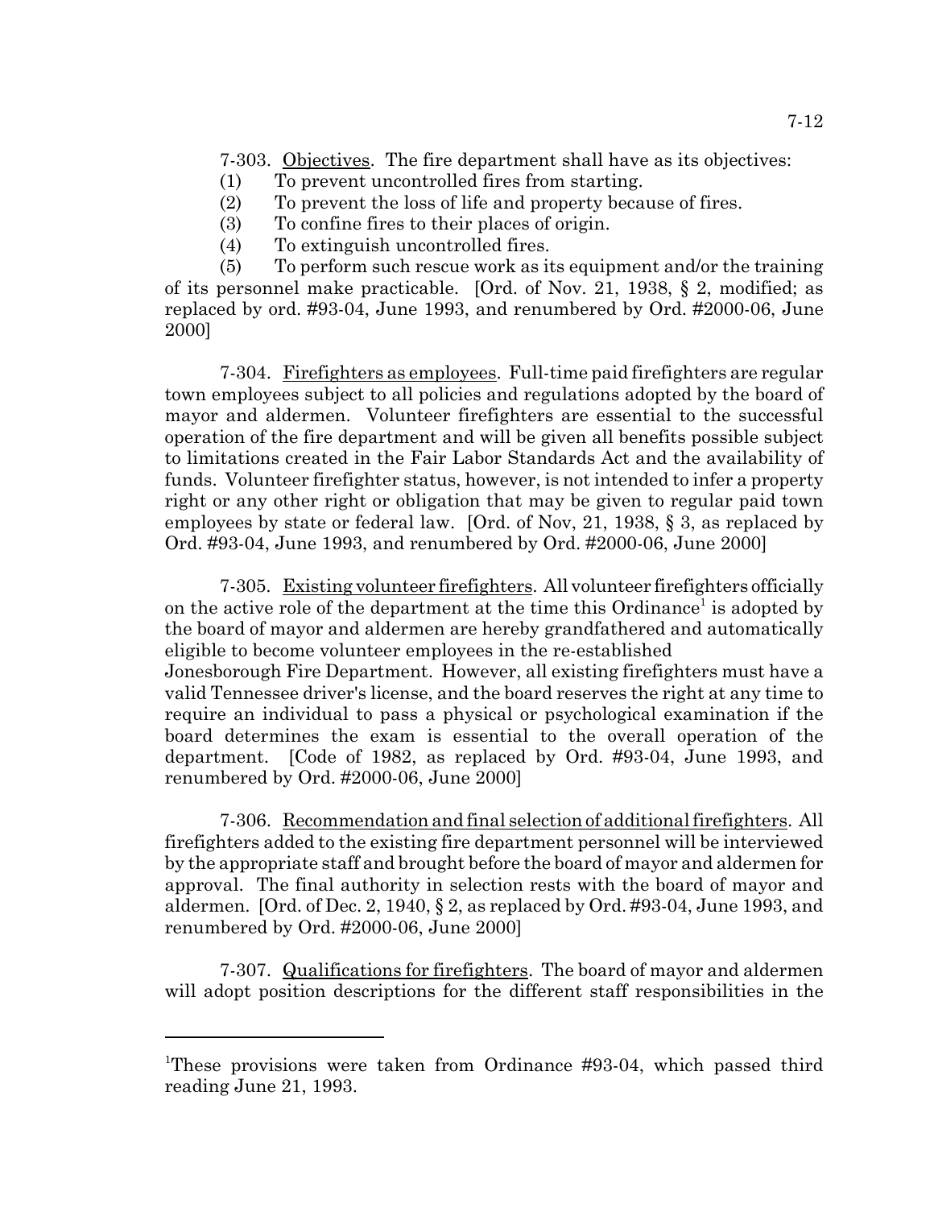7-303. Objectives. The fire department shall have as its objectives:

(1) To prevent uncontrolled fires from starting.

(2) To prevent the loss of life and property because of fires.

(3) To confine fires to their places of origin.

(4) To extinguish uncontrolled fires.

(5) To perform such rescue work as its equipment and/or the training of its personnel make practicable. [Ord. of Nov. 21, 1938, § 2, modified; as replaced by ord. #93-04, June 1993, and renumbered by Ord. #2000-06, June 2000]

7-304. Firefighters as employees. Full-time paid firefighters are regular town employees subject to all policies and regulations adopted by the board of mayor and aldermen. Volunteer firefighters are essential to the successful operation of the fire department and will be given all benefits possible subject to limitations created in the Fair Labor Standards Act and the availability of funds. Volunteer firefighter status, however, is not intended to infer a property right or any other right or obligation that may be given to regular paid town employees by state or federal law. [Ord. of Nov, 21, 1938, § 3, as replaced by Ord. #93-04, June 1993, and renumbered by Ord. #2000-06, June 2000]

7-305. Existing volunteer firefighters. All volunteer firefighters officially on the active role of the department at the time this Ordinance[1] is adopted by the board of mayor and aldermen are hereby grandfathered and automatically eligible to become volunteer employees in the re-established Jonesborough Fire Department. However, all existing firefighters must have a valid Tennessee driver's license, and the board reserves the right at any time to require an individual to pass a physical or psychological examination if the board determines the exam is essential to the overall operation of the department. [Code of 1982, as replaced by Ord. #93-04, June 1993, and renumbered by Ord. #2000-06, June 2000]

7-306. Recommendation and final selection of additional firefighters. All firefighters added to the existing fire department personnel will be interviewed by the appropriate staff and brought before the board of mayor and aldermen for approval. The final authority in selection rests with the board of mayor and aldermen. [Ord. of Dec. 2, 1940, § 2, as replaced by Ord. #93-04, June 1993, and renumbered by Ord. #2000-06, June 2000]

7-307. Qualifications for firefighters. The board of mayor and aldermen will adopt position descriptions for the different staff responsibilities in the

---

[1]These provisions were taken from Ordinance #93-04, which passed third reading June 21, 1993.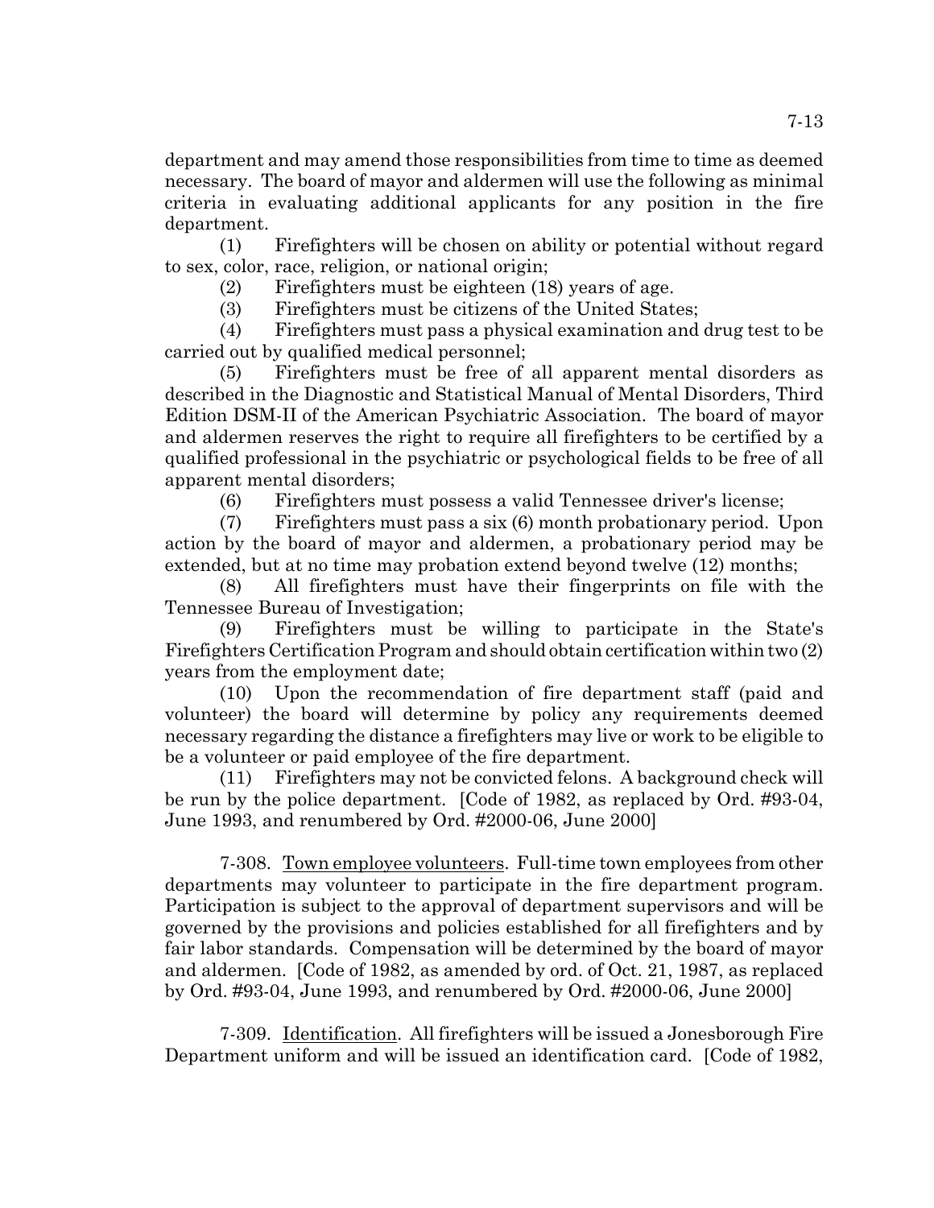department and may amend those responsibilities from time to time as deemed necessary. The board of mayor and aldermen will use the following as minimal criteria in evaluating additional applicants for any position in the fire department.

(1) Firefighters will be chosen on ability or potential without regard to sex, color, race, religion, or national origin;

(2) Firefighters must be eighteen (18) years of age.

(3) Firefighters must be citizens of the United States;

(4) Firefighters must pass a physical examination and drug test to be carried out by qualified medical personnel;

(5) Firefighters must be free of all apparent mental disorders as described in the Diagnostic and Statistical Manual of Mental Disorders, Third Edition DSM-II of the American Psychiatric Association. The board of mayor and aldermen reserves the right to require all firefighters to be certified by a qualified professional in the psychiatric or psychological fields to be free of all apparent mental disorders;

(6) Firefighters must possess a valid Tennessee driver's license;

(7) Firefighters must pass a six (6) month probationary period. Upon action by the board of mayor and aldermen, a probationary period may be extended, but at no time may probation extend beyond twelve (12) months;

(8) All firefighters must have their fingerprints on file with the Tennessee Bureau of Investigation;

(9) Firefighters must be willing to participate in the State's Firefighters Certification Program and should obtain certification within two (2) years from the employment date;

(10) Upon the recommendation of fire department staff (paid and volunteer) the board will determine by policy any requirements deemed necessary regarding the distance a firefighters may live or work to be eligible to be a volunteer or paid employee of the fire department.

(11) Firefighters may not be convicted felons. A background check will be run by the police department. [Code of 1982, as replaced by Ord. #93-04, June 1993, and renumbered by Ord. #2000-06, June 2000]

7-308. Town employee volunteers. Full-time town employees from other departments may volunteer to participate in the fire department program. Participation is subject to the approval of department supervisors and will be governed by the provisions and policies established for all firefighters and by fair labor standards. Compensation will be determined by the board of mayor and aldermen. [Code of 1982, as amended by ord. of Oct. 21, 1987, as replaced by Ord. #93-04, June 1993, and renumbered by Ord. #2000-06, June 2000]

7-309. Identification. All firefighters will be issued a Jonesborough Fire Department uniform and will be issued an identification card. [Code of 1982,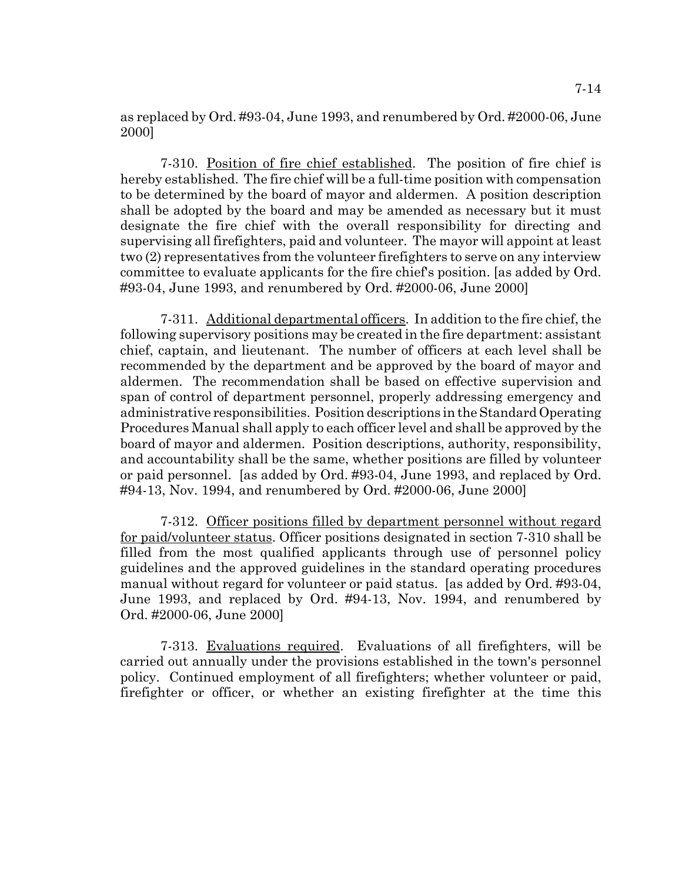as replaced by Ord. #93-04, June 1993, and renumbered by Ord. #2000-06, June 2000]

7-310. Position of fire chief established. The position of fire chief is hereby established. The fire chief will be a full-time position with compensation to be determined by the board of mayor and aldermen. A position description shall be adopted by the board and may be amended as necessary but it must designate the fire chief with the overall responsibility for directing and supervising all firefighters, paid and volunteer. The mayor will appoint at least two (2) representatives from the volunteer firefighters to serve on any interview committee to evaluate applicants for the fire chief's position. [as added by Ord. #93-04, June 1993, and renumbered by Ord. #2000-06, June 2000]

7-311. Additional departmental officers. In addition to the fire chief, the following supervisory positions may be created in the fire department: assistant chief, captain, and lieutenant. The number of officers at each level shall be recommended by the department and be approved by the board of mayor and aldermen. The recommendation shall be based on effective supervision and span of control of department personnel, properly addressing emergency and administrative responsibilities. Position descriptions in the Standard Operating Procedures Manual shall apply to each officer level and shall be approved by the board of mayor and aldermen. Position descriptions, authority, responsibility, and accountability shall be the same, whether positions are filled by volunteer or paid personnel. [as added by Ord. #93-04, June 1993, and replaced by Ord. #94-13, Nov. 1994, and renumbered by Ord. #2000-06, June 2000]

7-312. Officer positions filled by department personnel without regard for paid/volunteer status. Officer positions designated in section 7-310 shall be filled from the most qualified applicants through use of personnel policy guidelines and the approved guidelines in the standard operating procedures manual without regard for volunteer or paid status. [as added by Ord. #93-04, June 1993, and replaced by Ord. #94-13, Nov. 1994, and renumbered by Ord. #2000-06, June 2000]

7-313. Evaluations required. Evaluations of all firefighters, will be carried out annually under the provisions established in the town's personnel policy. Continued employment of all firefighters; whether volunteer or paid, firefighter or officer, or whether an existing firefighter at the time this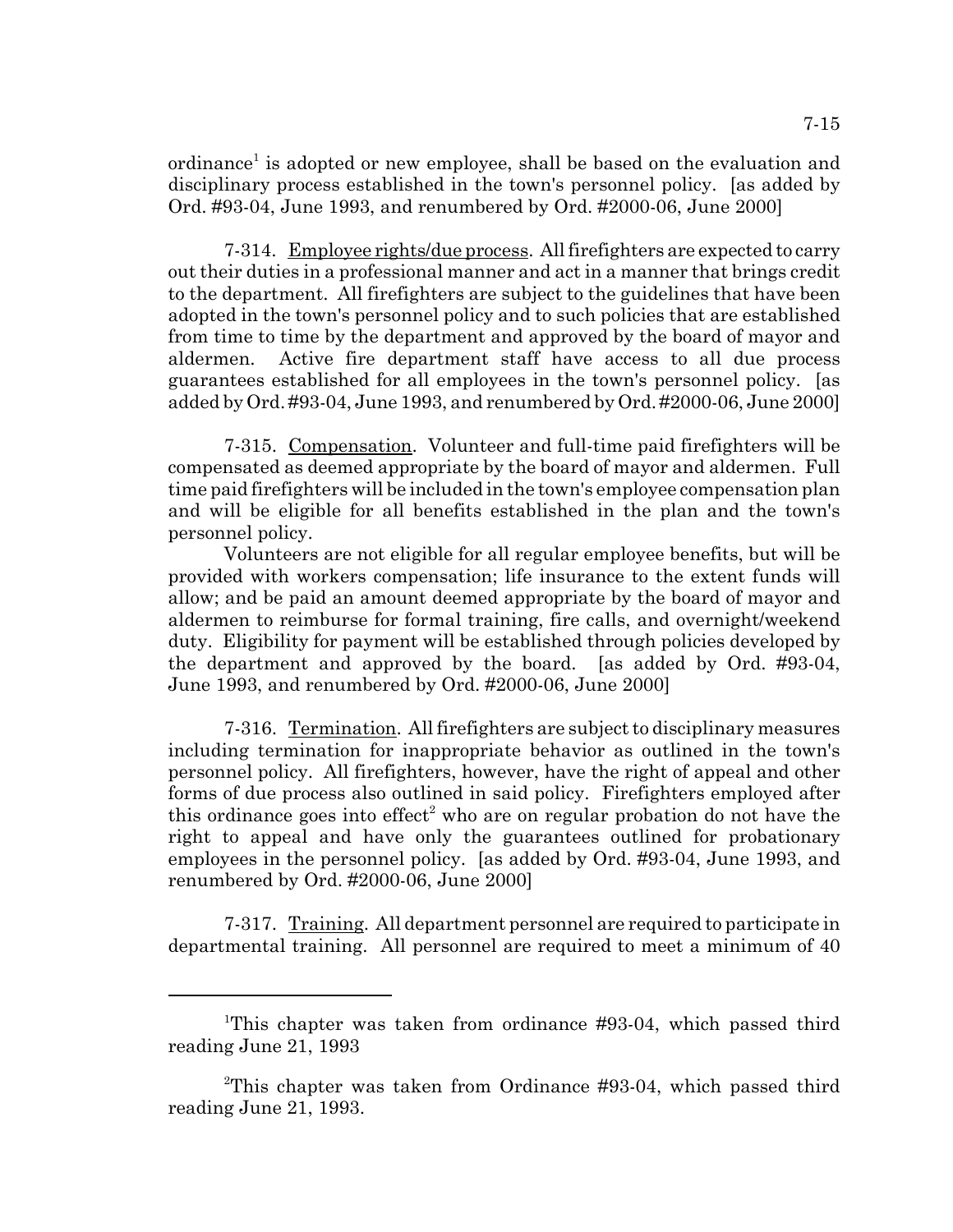ordinance[1] is adopted or new employee, shall be based on the evaluation and disciplinary process established in the town's personnel policy. [as added by Ord. #93-04, June 1993, and renumbered by Ord. #2000-06, June 2000]

7-314. Employee rights/due process. All firefighters are expected to carry out their duties in a professional manner and act in a manner that brings credit to the department. All firefighters are subject to the guidelines that have been adopted in the town's personnel policy and to such policies that are established from time to time by the department and approved by the board of mayor and aldermen. Active fire department staff have access to all due process guarantees established for all employees in the town's personnel policy. [as added by Ord. #93-04, June 1993, and renumbered by Ord. #2000-06, June 2000]

7-315. Compensation. Volunteer and full-time paid firefighters will be compensated as deemed appropriate by the board of mayor and aldermen. Full time paid firefighters will be included in the town's employee compensation plan and will be eligible for all benefits established in the plan and the town's personnel policy.

Volunteers are not eligible for all regular employee benefits, but will be provided with workers compensation; life insurance to the extent funds will allow; and be paid an amount deemed appropriate by the board of mayor and aldermen to reimburse for formal training, fire calls, and overnight/weekend duty. Eligibility for payment will be established through policies developed by the department and approved by the board. [as added by Ord. #93-04, June 1993, and renumbered by Ord. #2000-06, June 2000]

7-316. Termination. All firefighters are subject to disciplinary measures including termination for inappropriate behavior as outlined in the town's personnel policy. All firefighters, however, have the right of appeal and other forms of due process also outlined in said policy. Firefighters employed after this ordinance goes into effect[2] who are on regular probation do not have the right to appeal and have only the guarantees outlined for probationary employees in the personnel policy. [as added by Ord. #93-04, June 1993, and renumbered by Ord. #2000-06, June 2000]

7-317. Training. All department personnel are required to participate in departmental training. All personnel are required to meet a minimum of 40

---

[1] This chapter was taken from ordinance #93-04, which passed third reading June 21, 1993

[2] This chapter was taken from Ordinance #93-04, which passed third reading June 21, 1993.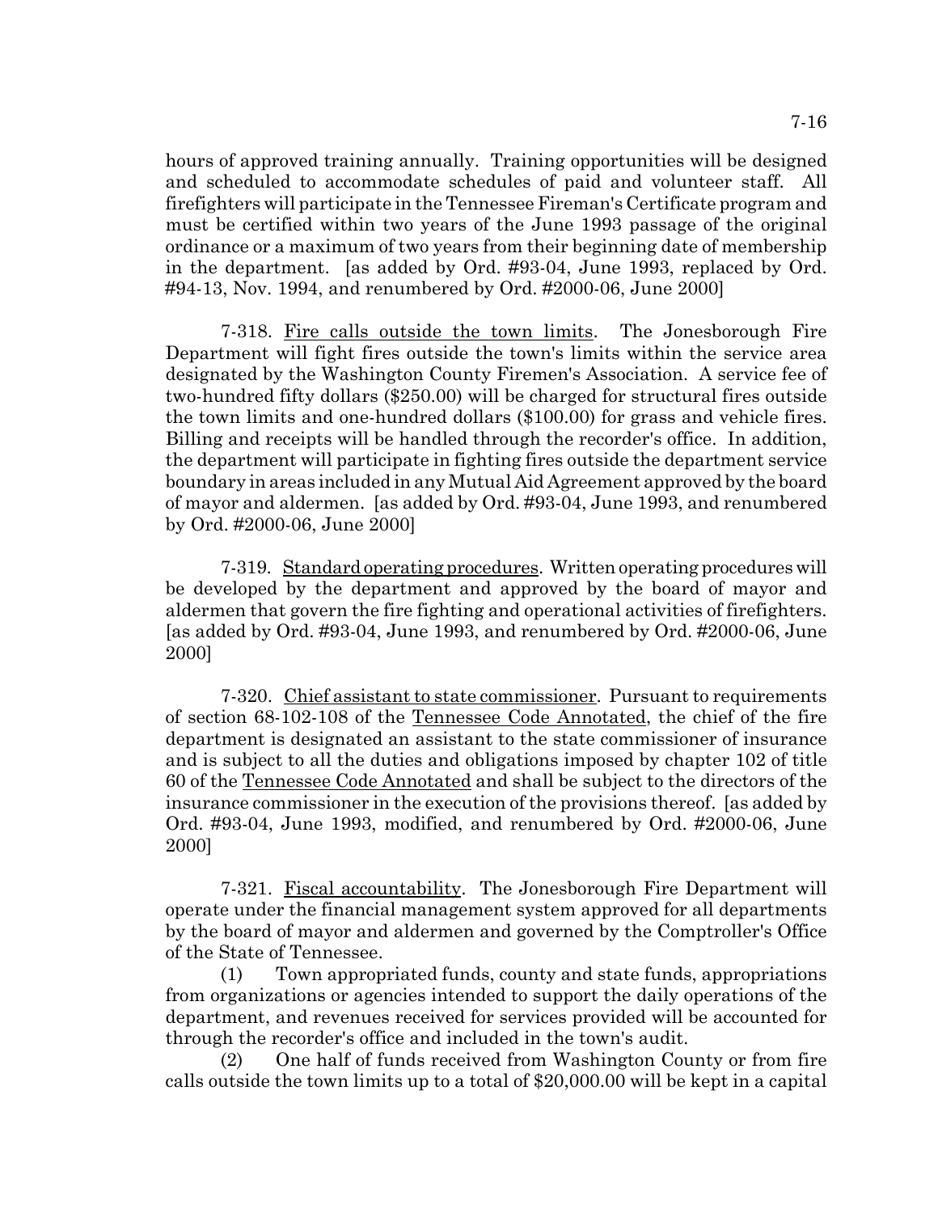hours of approved training annually. Training opportunities will be designed and scheduled to accommodate schedules of paid and volunteer staff. All firefighters will participate in the Tennessee Fireman's Certificate program and must be certified within two years of the June 1993 passage of the original ordinance or a maximum of two years from their beginning date of membership in the department. [as added by Ord. #93-04, June 1993, replaced by Ord. #94-13, Nov. 1994, and renumbered by Ord. #2000-06, June 2000]

7-318. Fire calls outside the town limits. The Jonesborough Fire Department will fight fires outside the town's limits within the service area designated by the Washington County Firemen's Association. A service fee of two-hundred fifty dollars ($250.00) will be charged for structural fires outside the town limits and one-hundred dollars ($100.00) for grass and vehicle fires. Billing and receipts will be handled through the recorder's office. In addition, the department will participate in fighting fires outside the department service boundary in areas included in any Mutual Aid Agreement approved by the board of mayor and aldermen. [as added by Ord. #93-04, June 1993, and renumbered by Ord. #2000-06, June 2000]

7-319. Standard operating procedures. Written operating procedures will be developed by the department and approved by the board of mayor and aldermen that govern the fire fighting and operational activities of firefighters. [as added by Ord. #93-04, June 1993, and renumbered by Ord. #2000-06, June 2000]

7-320. Chief assistant to state commissioner. Pursuant to requirements of section 68-102-108 of the Tennessee Code Annotated, the chief of the fire department is designated an assistant to the state commissioner of insurance and is subject to all the duties and obligations imposed by chapter 102 of title 60 of the Tennessee Code Annotated and shall be subject to the directors of the insurance commissioner in the execution of the provisions thereof. [as added by Ord. #93-04, June 1993, modified, and renumbered by Ord. #2000-06, June 2000]

7-321. Fiscal accountability. The Jonesborough Fire Department will operate under the financial management system approved for all departments by the board of mayor and aldermen and governed by the Comptroller's Office of the State of Tennessee.

(1) Town appropriated funds, county and state funds, appropriations from organizations or agencies intended to support the daily operations of the department, and revenues received for services provided will be accounted for through the recorder's office and included in the town's audit.

(2) One half of funds received from Washington County or from fire calls outside the town limits up to a total of $20,000.00 will be kept in a capital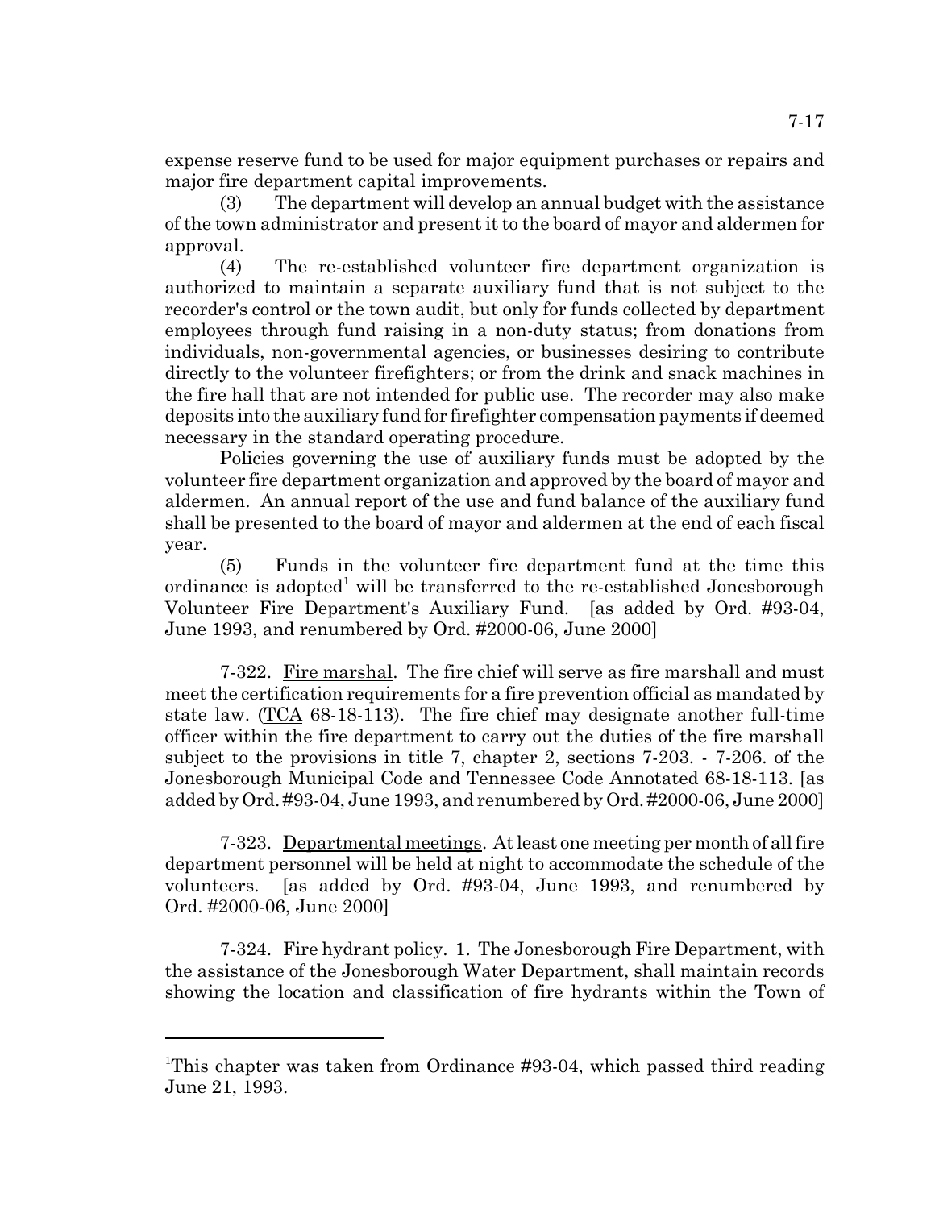expense reserve fund to be used for major equipment purchases or repairs and major fire department capital improvements.

(3) The department will develop an annual budget with the assistance of the town administrator and present it to the board of mayor and aldermen for approval.

(4) The re-established volunteer fire department organization is authorized to maintain a separate auxiliary fund that is not subject to the recorder's control or the town audit, but only for funds collected by department employees through fund raising in a non-duty status; from donations from individuals, non-governmental agencies, or businesses desiring to contribute directly to the volunteer firefighters; or from the drink and snack machines in the fire hall that are not intended for public use. The recorder may also make deposits into the auxiliary fund for firefighter compensation payments if deemed necessary in the standard operating procedure.

Policies governing the use of auxiliary funds must be adopted by the volunteer fire department organization and approved by the board of mayor and aldermen. An annual report of the use and fund balance of the auxiliary fund shall be presented to the board of mayor and aldermen at the end of each fiscal year.

(5) Funds in the volunteer fire department fund at the time this ordinance is adopted[1] will be transferred to the re-established Jonesborough Volunteer Fire Department's Auxiliary Fund. [as added by Ord. #93-04, June 1993, and renumbered by Ord. #2000-06, June 2000]

7-322. Fire marshal. The fire chief will serve as fire marshall and must meet the certification requirements for a fire prevention official as mandated by state law. (TCA 68-18-113). The fire chief may designate another full-time officer within the fire department to carry out the duties of the fire marshall subject to the provisions in title 7, chapter 2, sections 7-203. - 7-206. of the Jonesborough Municipal Code and Tennessee Code Annotated 68-18-113. [as added by Ord. #93-04, June 1993, and renumbered by Ord. #2000-06, June 2000]

7-323. Departmental meetings. At least one meeting per month of all fire department personnel will be held at night to accommodate the schedule of the volunteers. [as added by Ord. #93-04, June 1993, and renumbered by Ord. #2000-06, June 2000]

7-324. Fire hydrant policy. 1. The Jonesborough Fire Department, with the assistance of the Jonesborough Water Department, shall maintain records showing the location and classification of fire hydrants within the Town of

---

[1]This chapter was taken from Ordinance #93-04, which passed third reading June 21, 1993.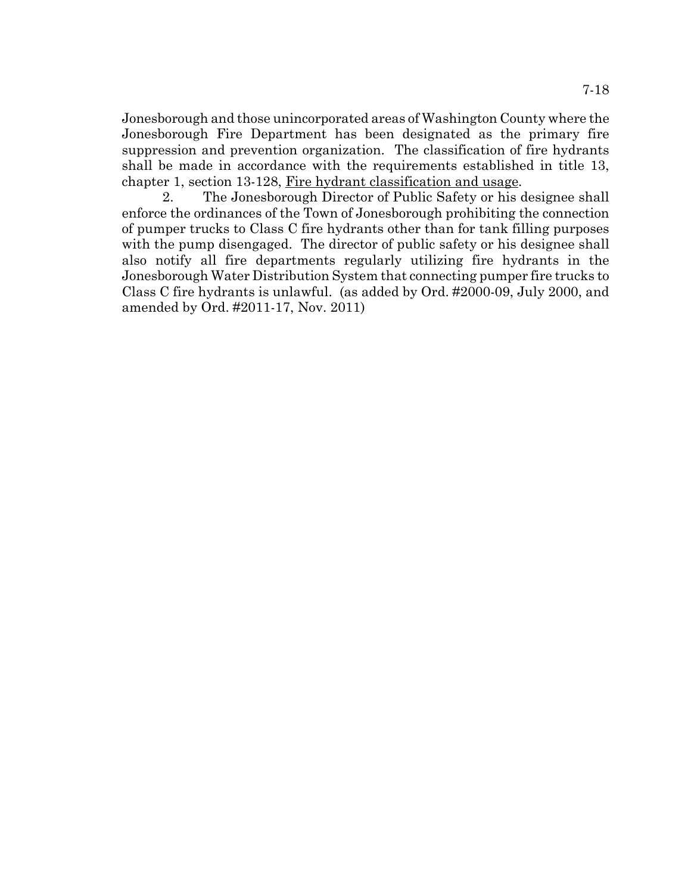Jonesborough and those unincorporated areas of Washington County where the Jonesborough Fire Department has been designated as the primary fire suppression and prevention organization. The classification of fire hydrants shall be made in accordance with the requirements established in title 13, chapter 1, section 13-128, Fire hydrant classification and usage.

2. The Jonesborough Director of Public Safety or his designee shall enforce the ordinances of the Town of Jonesborough prohibiting the connection of pumper trucks to Class C fire hydrants other than for tank filling purposes with the pump disengaged. The director of public safety or his designee shall also notify all fire departments regularly utilizing fire hydrants in the Jonesborough Water Distribution System that connecting pumper fire trucks to Class C fire hydrants is unlawful. (as added by Ord. #2000-09, July 2000, and amended by Ord. #2011-17, Nov. 2011)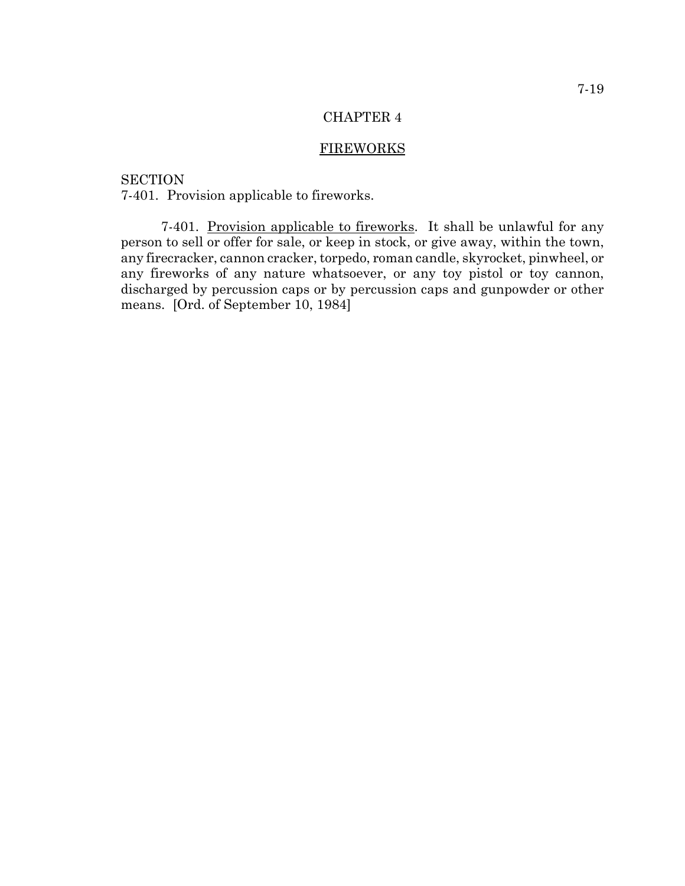# CHAPTER 4

## FIREWORKS

SECTION
7-401. Provision applicable to fireworks.

7-401. Provision applicable to fireworks. It shall be unlawful for any person to sell or offer for sale, or keep in stock, or give away, within the town, any firecracker, cannon cracker, torpedo, roman candle, skyrocket, pinwheel, or any fireworks of any nature whatsoever, or any toy pistol or toy cannon, discharged by percussion caps or by percussion caps and gunpowder or other means. [Ord. of September 10, 1984]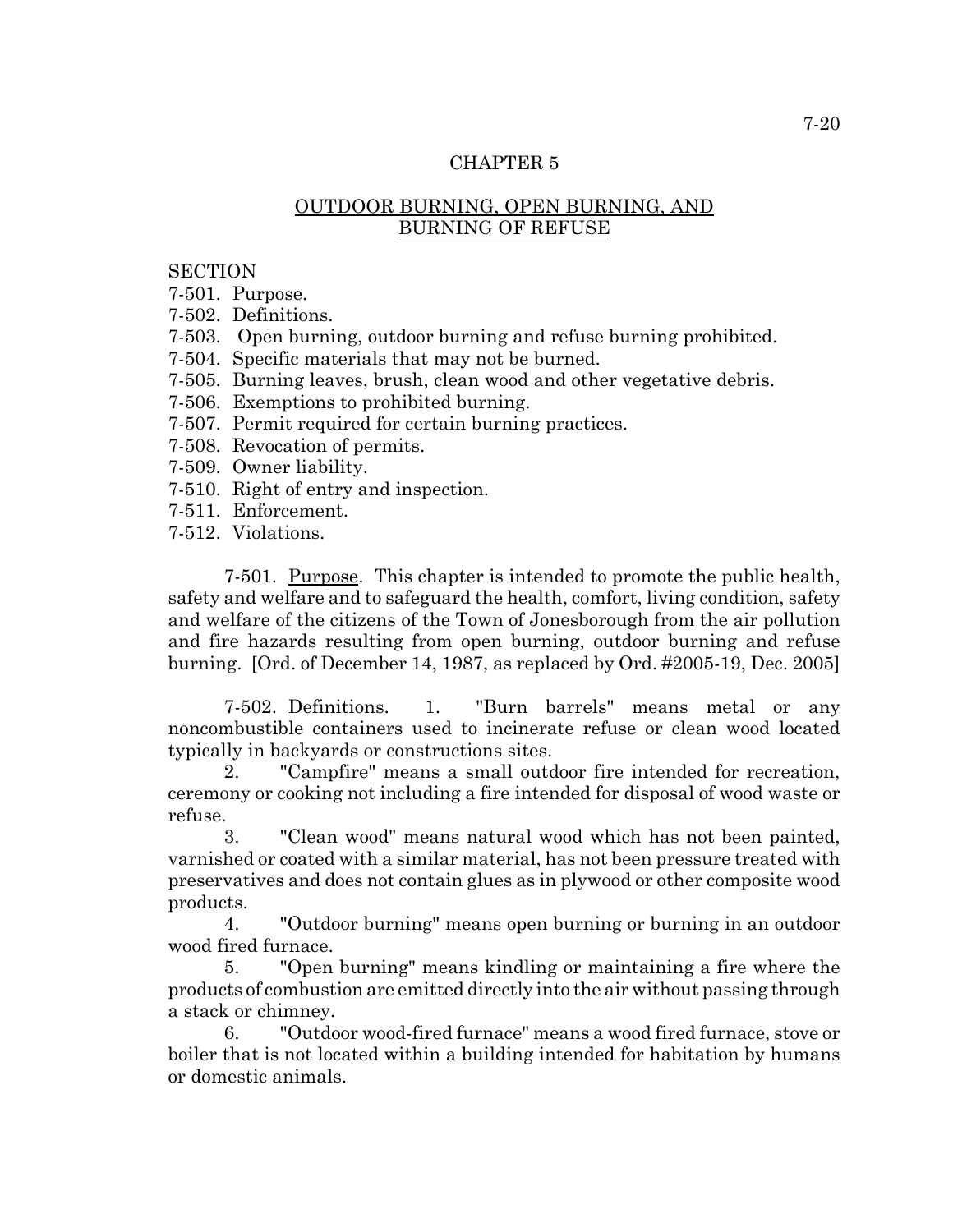# CHAPTER 5

## OUTDOOR BURNING, OPEN BURNING, AND BURNING OF REFUSE

SECTION

7-501. Purpose.
7-502. Definitions.
7-503. Open burning, outdoor burning and refuse burning prohibited.
7-504. Specific materials that may not be burned.
7-505. Burning leaves, brush, clean wood and other vegetative debris.
7-506. Exemptions to prohibited burning.
7-507. Permit required for certain burning practices.
7-508. Revocation of permits.
7-509. Owner liability.
7-510. Right of entry and inspection.
7-511. Enforcement.
7-512. Violations.

7-501. Purpose. This chapter is intended to promote the public health, safety and welfare and to safeguard the health, comfort, living condition, safety and welfare of the citizens of the Town of Jonesborough from the air pollution and fire hazards resulting from open burning, outdoor burning and refuse burning. [Ord. of December 14, 1987, as replaced by Ord. #2005-19, Dec. 2005]

7-502. Definitions. 1. "Burn barrels" means metal or any noncombustible containers used to incinerate refuse or clean wood located typically in backyards or constructions sites.

2. "Campfire" means a small outdoor fire intended for recreation, ceremony or cooking not including a fire intended for disposal of wood waste or refuse.

3. "Clean wood" means natural wood which has not been painted, varnished or coated with a similar material, has not been pressure treated with preservatives and does not contain glues as in plywood or other composite wood products.

4. "Outdoor burning" means open burning or burning in an outdoor wood fired furnace.

5. "Open burning" means kindling or maintaining a fire where the products of combustion are emitted directly into the air without passing through a stack or chimney.

6. "Outdoor wood-fired furnace" means a wood fired furnace, stove or boiler that is not located within a building intended for habitation by humans or domestic animals.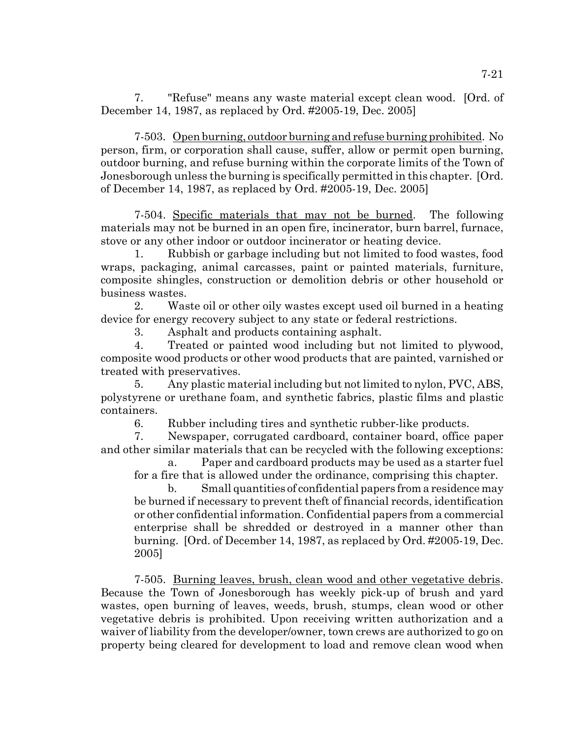7. "Refuse" means any waste material except clean wood. [Ord. of December 14, 1987, as replaced by Ord. #2005-19, Dec. 2005]

7-503. Open burning, outdoor burning and refuse burning prohibited. No person, firm, or corporation shall cause, suffer, allow or permit open burning, outdoor burning, and refuse burning within the corporate limits of the Town of Jonesborough unless the burning is specifically permitted in this chapter. [Ord. of December 14, 1987, as replaced by Ord. #2005-19, Dec. 2005]

7-504. Specific materials that may not be burned. The following materials may not be burned in an open fire, incinerator, burn barrel, furnace, stove or any other indoor or outdoor incinerator or heating device.

1. Rubbish or garbage including but not limited to food wastes, food wraps, packaging, animal carcasses, paint or painted materials, furniture, composite shingles, construction or demolition debris or other household or business wastes.
2. Waste oil or other oily wastes except used oil burned in a heating device for energy recovery subject to any state or federal restrictions.
3. Asphalt and products containing asphalt.
4. Treated or painted wood including but not limited to plywood, composite wood products or other wood products that are painted, varnished or treated with preservatives.
5. Any plastic material including but not limited to nylon, PVC, ABS, polystyrene or urethane foam, and synthetic fabrics, plastic films and plastic containers.
6. Rubber including tires and synthetic rubber-like products.
7. Newspaper, corrugated cardboard, container board, office paper and other similar materials that can be recycled with the following exceptions:
   a. Paper and cardboard products may be used as a starter fuel for a fire that is allowed under the ordinance, comprising this chapter.
   b. Small quantities of confidential papers from a residence may be burned if necessary to prevent theft of financial records, identification or other confidential information. Confidential papers from a commercial enterprise shall be shredded or destroyed in a manner other than burning. [Ord. of December 14, 1987, as replaced by Ord. #2005-19, Dec. 2005]

7-505. Burning leaves, brush, clean wood and other vegetative debris. Because the Town of Jonesborough has weekly pick-up of brush and yard wastes, open burning of leaves, weeds, brush, stumps, clean wood or other vegetative debris is prohibited. Upon receiving written authorization and a waiver of liability from the developer/owner, town crews are authorized to go on property being cleared for development to load and remove clean wood when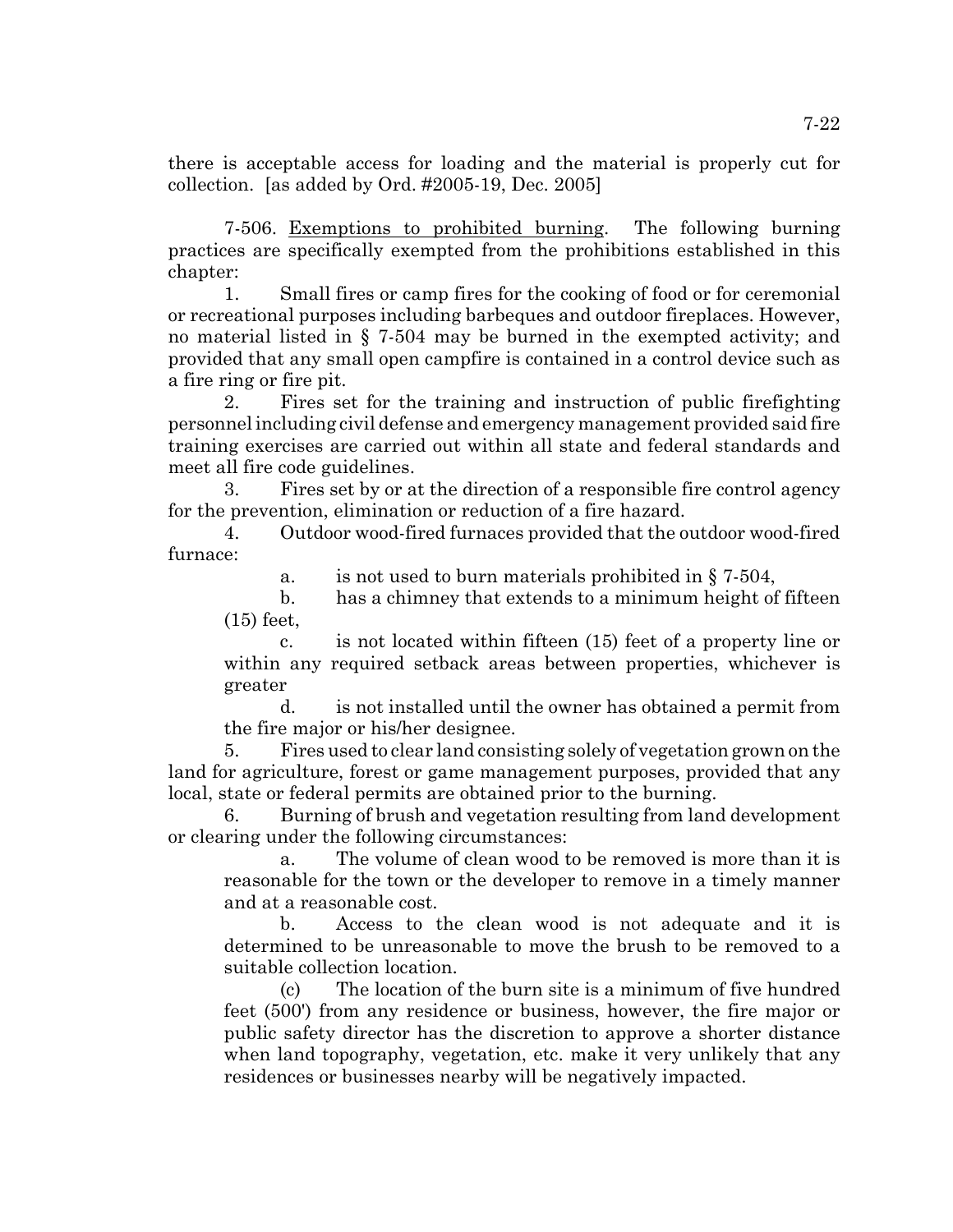there is acceptable access for loading and the material is properly cut for collection. [as added by Ord. #2005-19, Dec. 2005]

7-506. Exemptions to prohibited burning. The following burning practices are specifically exempted from the prohibitions established in this chapter:

1. Small fires or camp fires for the cooking of food or for ceremonial or recreational purposes including barbeques and outdoor fireplaces. However, no material listed in § 7-504 may be burned in the exempted activity; and provided that any small open campfire is contained in a control device such as a fire ring or fire pit.

2. Fires set for the training and instruction of public firefighting personnel including civil defense and emergency management provided said fire training exercises are carried out within all state and federal standards and meet all fire code guidelines.

3. Fires set by or at the direction of a responsible fire control agency for the prevention, elimination or reduction of a fire hazard.

4. Outdoor wood-fired furnaces provided that the outdoor wood-fired furnace:

   a. is not used to burn materials prohibited in § 7-504,

   b. has a chimney that extends to a minimum height of fifteen (15) feet,

   c. is not located within fifteen (15) feet of a property line or within any required setback areas between properties, whichever is greater

   d. is not installed until the owner has obtained a permit from the fire major or his/her designee.

5. Fires used to clear land consisting solely of vegetation grown on the land for agriculture, forest or game management purposes, provided that any local, state or federal permits are obtained prior to the burning.

6. Burning of brush and vegetation resulting from land development or clearing under the following circumstances:

   a. The volume of clean wood to be removed is more than it is reasonable for the town or the developer to remove in a timely manner and at a reasonable cost.

   b. Access to the clean wood is not adequate and it is determined to be unreasonable to move the brush to be removed to a suitable collection location.

   (c) The location of the burn site is a minimum of five hundred feet (500') from any residence or business, however, the fire major or public safety director has the discretion to approve a shorter distance when land topography, vegetation, etc. make it very unlikely that any residences or businesses nearby will be negatively impacted.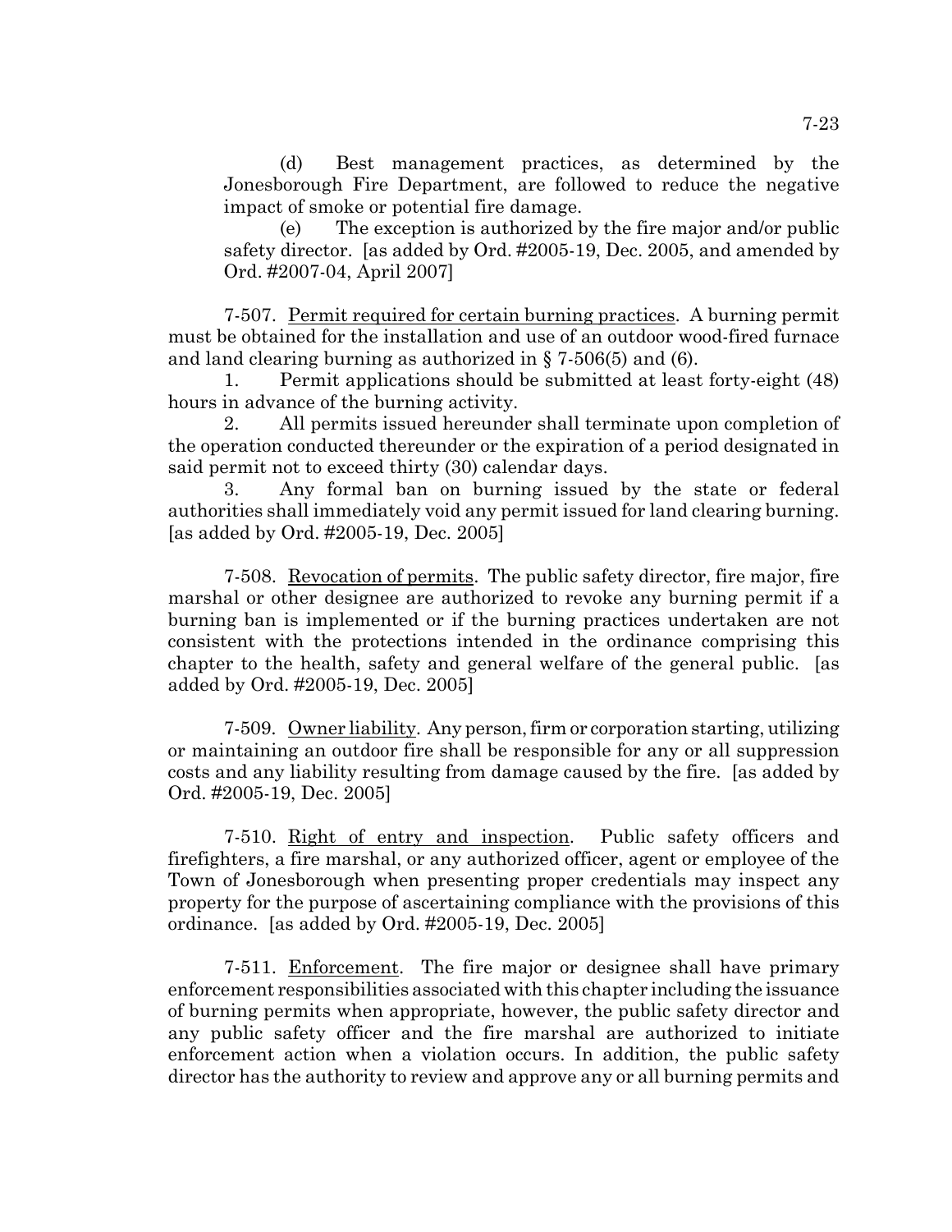(d) Best management practices, as determined by the Jonesborough Fire Department, are followed to reduce the negative impact of smoke or potential fire damage.

(e) The exception is authorized by the fire major and/or public safety director. [as added by Ord. #2005-19, Dec. 2005, and amended by Ord. #2007-04, April 2007]

7-507. Permit required for certain burning practices. A burning permit must be obtained for the installation and use of an outdoor wood-fired furnace and land clearing burning as authorized in § 7-506(5) and (6).

1. Permit applications should be submitted at least forty-eight (48) hours in advance of the burning activity.

2. All permits issued hereunder shall terminate upon completion of the operation conducted thereunder or the expiration of a period designated in said permit not to exceed thirty (30) calendar days.

3. Any formal ban on burning issued by the state or federal authorities shall immediately void any permit issued for land clearing burning. [as added by Ord. #2005-19, Dec. 2005]

7-508. Revocation of permits. The public safety director, fire major, fire marshal or other designee are authorized to revoke any burning permit if a burning ban is implemented or if the burning practices undertaken are not consistent with the protections intended in the ordinance comprising this chapter to the health, safety and general welfare of the general public. [as added by Ord. #2005-19, Dec. 2005]

7-509. Owner liability. Any person, firm or corporation starting, utilizing or maintaining an outdoor fire shall be responsible for any or all suppression costs and any liability resulting from damage caused by the fire. [as added by Ord. #2005-19, Dec. 2005]

7-510. Right of entry and inspection. Public safety officers and firefighters, a fire marshal, or any authorized officer, agent or employee of the Town of Jonesborough when presenting proper credentials may inspect any property for the purpose of ascertaining compliance with the provisions of this ordinance. [as added by Ord. #2005-19, Dec. 2005]

7-511. Enforcement. The fire major or designee shall have primary enforcement responsibilities associated with this chapter including the issuance of burning permits when appropriate, however, the public safety director and any public safety officer and the fire marshal are authorized to initiate enforcement action when a violation occurs. In addition, the public safety director has the authority to review and approve any or all burning permits and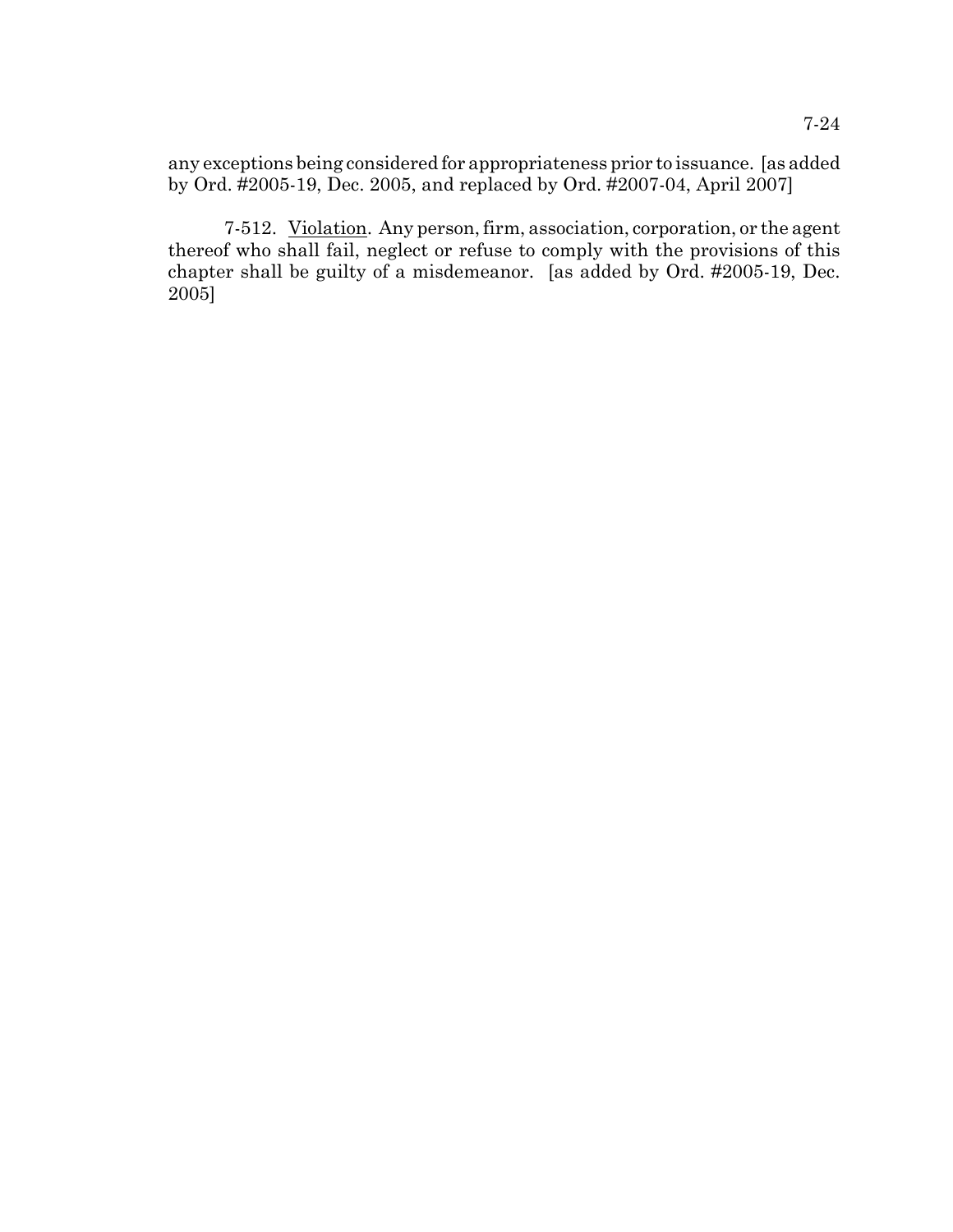any exceptions being considered for appropriateness prior to issuance. [as added by Ord. #2005-19, Dec. 2005, and replaced by Ord. #2007-04, April 2007]

7-512. Violation. Any person, firm, association, corporation, or the agent thereof who shall fail, neglect or refuse to comply with the provisions of this chapter shall be guilty of a misdemeanor. [as added by Ord. #2005-19, Dec. 2005]